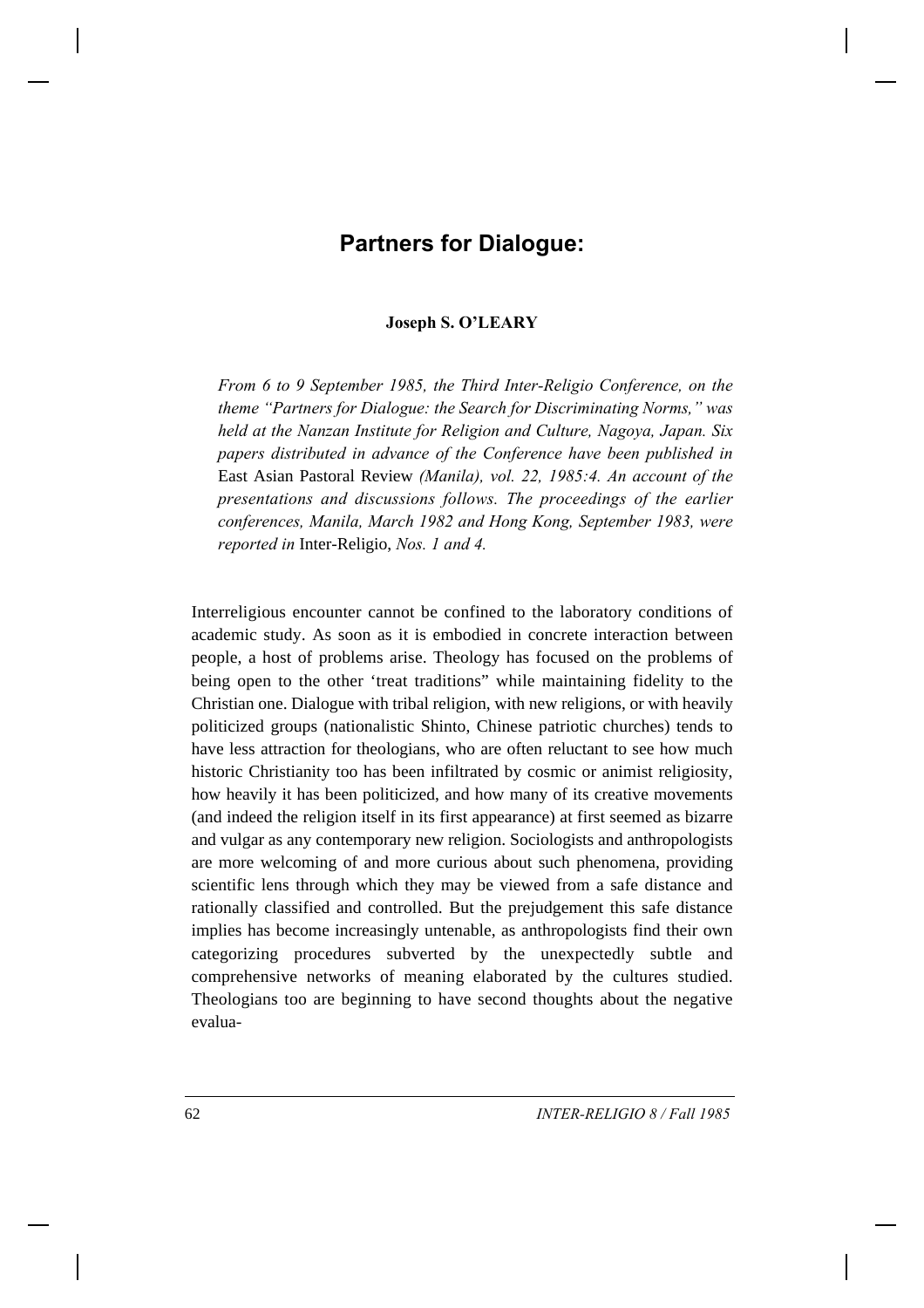# Partners for Dialogue:

**Joseph S. O'LEARY**

*From 6 to 9 September 1985, the Third Inter-Religio Conference, on the theme "Partners for Dialogue: the Search for Discriminating Norms," was held at the Nanzan Institute for Religion and Culture, Nagoya, Japan. Six papers distributed in advance of the Conference have been published in* East Asian Pastoral Review *(Manila), vol. 22, 1985:4. An account of the presentations and discussions follows. The proceedings of the earlier conferences, Manila, March 1982 and Hong Kong, September 1983, were reported in* Inter-Religio, *Nos. 1 and 4.*

Interreligious encounter cannot be confined to the laboratory conditions of academic study. As soon as it is embodied in concrete interaction between people, a host of problems arise. Theology has focused on the problems of being open to the other 'treat traditions" while maintaining fidelity to the Christian one. Dialogue with tribal religion, with new religions, or with heavily politicized groups (nationalistic Shinto, Chinese patriotic churches) tends to have less attraction for theologians, who are often reluctant to see how much historic Christianity too has been infiltrated by cosmic or animist religiosity, how heavily it has been politicized, and how many of its creative movements (and indeed the religion itself in its first appearance) at first seemed as bizarre and vulgar as any contemporary new religion. Sociologists and anthropologists are more welcoming of and more curious about such phenomena, providing scientific lens through which they may be viewed from a safe distance and rationally classified and controlled. But the prejudgement this safe distance implies has become increasingly untenable, as anthropologists find their own categorizing procedures subverted by the unexpectedly subtle and comprehensive networks of meaning elaborated by the cultures studied. Theologians too are beginning to have second thoughts about the negative evalua-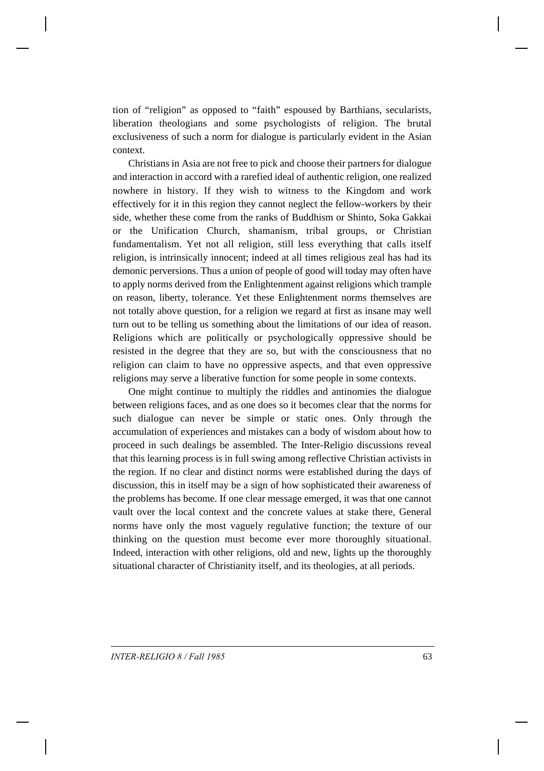tion of "religion" as opposed to "faith" espoused by Barthians, secularists, liberation theologians and some psychologists of religion. The brutal exclusiveness of such a norm for dialogue is particularly evident in the Asian context.

Christians in Asia are not free to pick and choose their partners for dialogue and interaction in accord with a rarefied ideal of authentic religion, one realized nowhere in history. If they wish to witness to the Kingdom and work effectively for it in this region they cannot neglect the fellow-workers by their side, whether these come from the ranks of Buddhism or Shinto, Soka Gakkai or the Unification Church, shamanism, tribal groups, or Christian fundamentalism. Yet not all religion, still less everything that calls itself religion, is intrinsically innocent; indeed at all times religious zeal has had its demonic perversions. Thus a union of people of good will today may often have to apply norms derived from the Enlightenment against religions which trample on reason, liberty, tolerance. Yet these Enlightenment norms themselves are not totally above question, for a religion we regard at first as insane may well turn out to be telling us something about the limitations of our idea of reason. Religions which are politically or psychologically oppressive should be resisted in the degree that they are so, but with the consciousness that no religion can claim to have no oppressive aspects, and that even oppressive religions may serve a liberative function for some people in some contexts.

One might continue to multiply the riddles and antinomies the dialogue between religions faces, and as one does so it becomes clear that the norms for such dialogue can never be simple or static ones. Only through the accumulation of experiences and mistakes can a body of wisdom about how to proceed in such dealings be assembled. The Inter-Religio discussions reveal that this learning process is in full swing among reflective Christian activists in the region. If no clear and distinct norms were established during the days of discussion, this in itself may be a sign of how sophisticated their awareness of the problems has become. If one clear message emerged, it was that one cannot vault over the local context and the concrete values at stake there, General norms have only the most vaguely regulative function; the texture of our thinking on the question must become ever more thoroughly situational. Indeed, interaction with other religions, old and new, lights up the thoroughly situational character of Christianity itself, and its theologies, at all periods.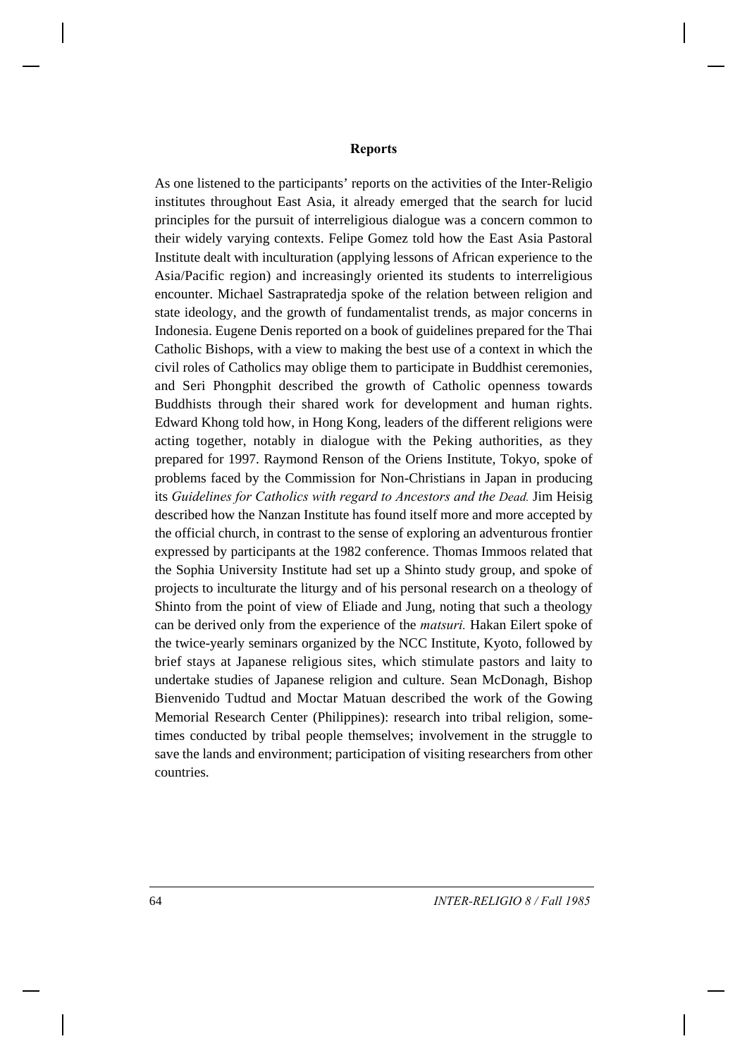## Reports

As one listened to the participants' reports on the activities of the Inter-Religio institutes throughout East Asia, it already emerged that the search for lucid principles for the pursuit of interreligious dialogue was a concern common to their widely varying contexts. Felipe Gomez told how the East Asia Pastoral Institute dealt with inculturation (applying lessons of African experience to the Asia/Pacific region) and increasingly oriented its students to interreligious encounter. Michael Sastrapratedja spoke of the relation between religion and state ideology, and the growth of fundamentalist trends, as major concerns in Indonesia. Eugene Denis reported on a book of guidelines prepared for the Thai Catholic Bishops, with a view to making the best use of a context in which the civil roles of Catholics may oblige them to participate in Buddhist ceremonies, and Seri Phongphit described the growth of Catholic openness towards Buddhists through their shared work for development and human rights. Edward Khong told how, in Hong Kong, leaders of the different religions were acting together, notably in dialogue with the Peking authorities, as they prepared for 1997. Raymond Renson of the Oriens Institute, Tokyo, spoke of problems faced by the Commission for Non-Christians in Japan in producing its *Guidelines for Catholics with regard to Ancestors and the Dead.* Jim Heisig described how the Nanzan Institute has found itself more and more accepted by the official church, in contrast to the sense of exploring an adventurous frontier expressed by participants at the 1982 conference. Thomas Immoos related that the Sophia University Institute had set up a Shinto study group, and spoke of projects to inculturate the liturgy and of his personal research on a theology of Shinto from the point of view of Eliade and Jung, noting that such a theology can be derived only from the experience of the *matsuri.* Hakan Eilert spoke of the twice-yearly seminars organized by the NCC Institute, Kyoto, followed by brief stays at Japanese religious sites, which stimulate pastors and laity to undertake studies of Japanese religion and culture. Sean McDonagh, Bishop Bienvenido Tudtud and Moctar Matuan described the work of the Gowing Memorial Research Center (Philippines): research into tribal religion, sometimes conducted by tribal people themselves; involvement in the struggle to save the lands and environment; participation of visiting researchers from other countries.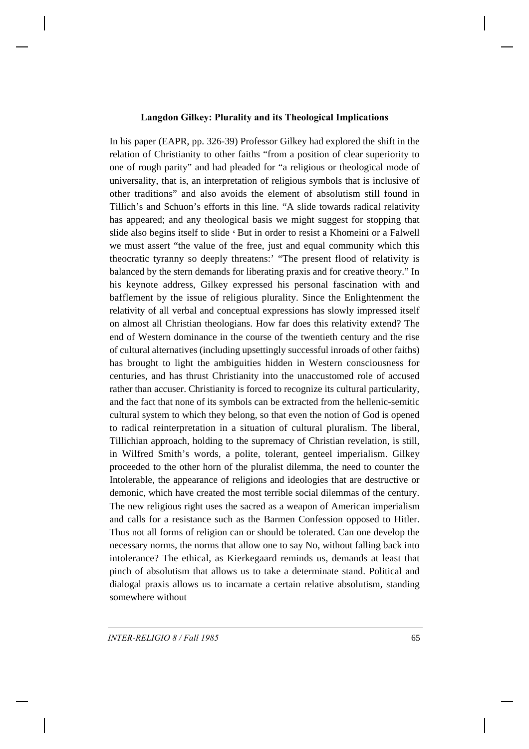**Langdon Gilkey: Plurality and its Theological Implications**

In his paper (EAPR, pp. 326-39) Professor Gilkey had explored the shift in the relation of Christianity to other faiths "from a position of clear superiority to one of rough parity" and had pleaded for "a religious or theological mode of universality, that is, an interpretation of religious symbols that is inclusive of other traditions" and also avoids the element of absolutism still found in Tillich's and Schuon's efforts in this line. "A slide towards radical relativity has appeared; and any theological basis we might suggest for stopping that slide also begins itself to slide ' But in order to resist a Khomeini or a Falwell we must assert "the value of the free, just and equal community which this theocratic tyranny so deeply threatens:' "The present flood of relativity is balanced by the stern demands for liberating praxis and for creative theory." In his keynote address, Gilkey expressed his personal fascination with and bafflement by the issue of religious plurality. Since the Enlightenment the relativity of all verbal and conceptual expressions has slowly impressed itself on almost all Christian theologians. How far does this relativity extend? The end of Western dominance in the course of the twentieth century and the rise of cultural alternatives (including upsettingly successful inroads of other faiths) has brought to light the ambiguities hidden in Western consciousness for centuries, and has thrust Christianity into the unaccustomed role of accused rather than accuser. Christianity is forced to recognize its cultural particularity, and the fact that none of its symbols can be extracted from the hellenic-semitic cultural system to which they belong, so that even the notion of God is opened to radical reinterpretation in a situation of cultural pluralism. The liberal, Tillichian approach, holding to the supremacy of Christian revelation, is still, in Wilfred Smith's words, a polite, tolerant, genteel imperialism. Gilkey proceeded to the other horn of the pluralist dilemma, the need to counter the Intolerable, the appearance of religions and ideologies that are destructive or demonic, which have created the most terrible social dilemmas of the century. The new religious right uses the sacred as a weapon of American imperialism and calls for a resistance such as the Barmen Confession opposed to Hitler. Thus not all forms of religion can or should be tolerated. Can one develop the necessary norms, the norms that allow one to say No, without falling back into intolerance? The ethical, as Kierkegaard reminds us, demands at least that pinch of absolutism that allows us to take a determinate stand. Political and dialogal praxis allows us to incarnate a certain relative absolutism, standing somewhere without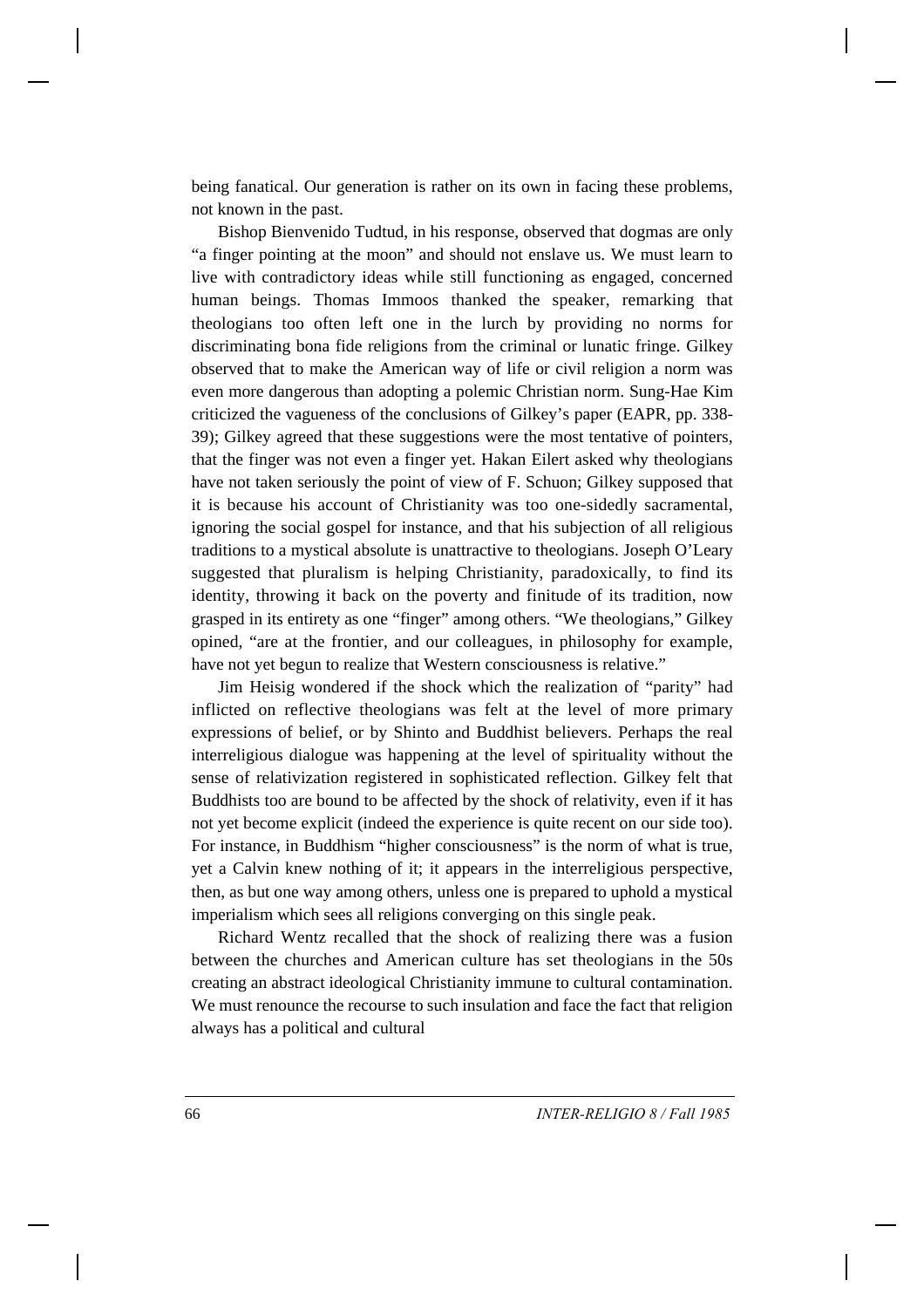being fanatical. Our generation is rather on its own in facing these problems, not known in the past.

Bishop Bienvenido Tudtud, in his response, observed that dogmas are only "a finger pointing at the moon" and should not enslave us. We must learn to live with contradictory ideas while still functioning as engaged, concerned human beings. Thomas Immoos thanked the speaker, remarking that theologians too often left one in the lurch by providing no norms for discriminating bona fide religions from the criminal or lunatic fringe. Gilkey observed that to make the American way of life or civil religion a norm was even more dangerous than adopting a polemic Christian norm. Sung-Hae Kim criticized the vagueness of the conclusions of Gilkey's paper (EAPR, pp. 338-39); Gilkey agreed that these suggestions were the most tentative of pointers, that the finger was not even a finger yet. Hakan Eilert asked why theologians have not taken seriously the point of view of F. Schuon; Gilkey supposed that it is because his account of Christianity was too one-sidedly sacramental, ignoring the social gospel for instance, and that his subjection of all religious traditions to a mystical absolute is unattractive to theologians. Joseph O'Leary suggested that pluralism is helping Christianity, paradoxically, to find its identity, throwing it back on the poverty and finitude of its tradition, now grasped in its entirety as one "finger" among others. "We theologians," Gilkey opined, "are at the frontier, and our colleagues, in philosophy for example, have not yet begun to realize that Western consciousness is relative."

Jim Heisig wondered if the shock which the realization of "parity" had inflicted on reflective theologians was felt at the level of more primary expressions of belief, or by Shinto and Buddhist believers. Perhaps the real interreligious dialogue was happening at the level of spirituality without the sense of relativization registered in sophisticated reflection. Gilkey felt that Buddhists too are bound to be affected by the shock of relativity, even if it has not yet become explicit (indeed the experience is quite recent on our side too). For instance, in Buddhism "higher consciousness" is the norm of what is true, yet a Calvin knew nothing of it; it appears in the interreligious perspective, then, as but one way among others, unless one is prepared to uphold a mystical imperialism which sees all religions converging on this single peak.

Richard Wentz recalled that the shock of realizing there was a fusion between the churches and American culture has set theologians in the 50s creating an abstract ideological Christianity immune to cultural contamination. We must renounce the recourse to such insulation and face the fact that religion always has a political and cultural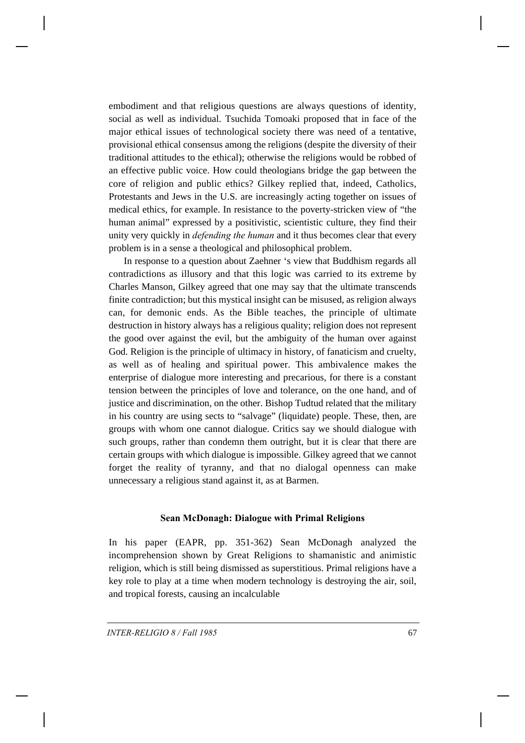embodiment and that religious questions are always questions of identity, social as well as individual. Tsuchida Tomoaki proposed that in face of the major ethical issues of technological society there was need of a tentative, provisional ethical consensus among the religions (despite the diversity of their traditional attitudes to the ethical); otherwise the religions would be robbed of an effective public voice. How could theologians bridge the gap between the core of religion and public ethics? Gilkey replied that, indeed, Catholics, Protestants and Jews in the U.S. are increasingly acting together on issues of medical ethics, for example. In resistance to the poverty-stricken view of "the human animal" expressed by a positivistic, scientistic culture, they find their unity very quickly in *defending the human* and it thus becomes clear that every problem is in a sense a theological and philosophical problem.

In response to a question about Zaehner 's view that Buddhism regards all contradictions as illusory and that this logic was carried to its extreme by Charles Manson, Gilkey agreed that one may say that the ultimate transcends finite contradiction; but this mystical insight can be misused, as religion always can, for demonic ends. As the Bible teaches, the principle of ultimate destruction in history always has a religious quality; religion does not represent the good over against the evil, but the ambiguity of the human over against God. Religion is the principle of ultimacy in history, of fanaticism and cruelty, as well as of healing and spiritual power. This ambivalence makes the enterprise of dialogue more interesting and precarious, for there is a constant tension between the principles of love and tolerance, on the one hand, and of justice and discrimination, on the other. Bishop Tudtud related that the military in his country are using sects to "salvage" (liquidate) people. These, then, are groups with whom one cannot dialogue. Critics say we should dialogue with such groups, rather than condemn them outright, but it is clear that there are certain groups with which dialogue is impossible. Gilkey agreed that we cannot forget the reality of tyranny, and that no dialogal openness can make unnecessary a religious stand against it, as at Barmen.

### Sean McDonagh: Dialogue with Primal Religions

In his paper (EAPR, pp. 351-362) Sean McDonagh analyzed the incomprehension shown by Great Religions to shamanistic and animistic religion, which is still being dismissed as superstitious. Primal religions have a key role to play at a time when modern technology is destroying the air, soil, and tropical forests, causing an incalculable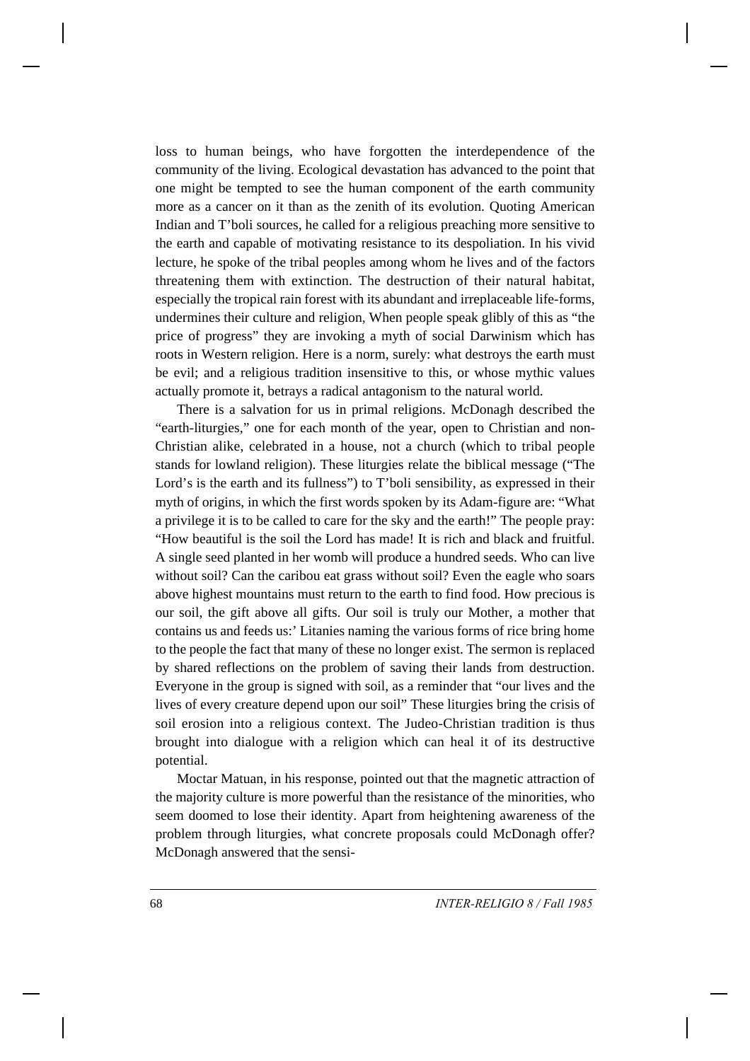loss to human beings, who have forgotten the interdependence of the community of the living. Ecological devastation has advanced to the point that one might be tempted to see the human component of the earth community more as a cancer on it than as the zenith of its evolution. Quoting American Indian and T'boli sources, he called for a religious preaching more sensitive to the earth and capable of motivating resistance to its despoliation. In his vivid lecture, he spoke of the tribal peoples among whom he lives and of the factors threatening them with extinction. The destruction of their natural habitat, especially the tropical rain forest with its abundant and irreplaceable life-forms, undermines their culture and religion, When people speak glibly of this as "the price of progress" they are invoking a myth of social Darwinism which has roots in Western religion. Here is a norm, surely: what destroys the earth must be evil; and a religious tradition insensitive to this, or whose mythic values actually promote it, betrays a radical antagonism to the natural world.

There is a salvation for us in primal religions. McDonagh described the "earth-liturgies," one for each month of the year, open to Christian and non-Christian alike, celebrated in a house, not a church (which to tribal people stands for lowland religion). These liturgies relate the biblical message ("The Lord's is the earth and its fullness") to T'boli sensibility, as expressed in their myth of origins, in which the first words spoken by its Adam-figure are: "What a privilege it is to be called to care for the sky and the earth!" The people pray: "How beautiful is the soil the Lord has made! It is rich and black and fruitful. A single seed planted in her womb will produce a hundred seeds. Who can live without soil? Can the caribou eat grass without soil? Even the eagle who soars above highest mountains must return to the earth to find food. How precious is our soil, the gift above all gifts. Our soil is truly our Mother, a mother that contains us and feeds us:' Litanies naming the various forms of rice bring home to the people the fact that many of these no longer exist. The sermon is replaced by shared reflections on the problem of saving their lands from destruction. Everyone in the group is signed with soil, as a reminder that "our lives and the lives of every creature depend upon our soil" These liturgies bring the crisis of soil erosion into a religious context. The Judeo-Christian tradition is thus brought into dialogue with a religion which can heal it of its destructive potential.

Moctar Matuan, in his response, pointed out that the magnetic attraction of the majority culture is more powerful than the resistance of the minorities, who seem doomed to lose their identity. Apart from heightening awareness of the problem through liturgies, what concrete proposals could McDonagh offer? McDonagh answered that the sensi-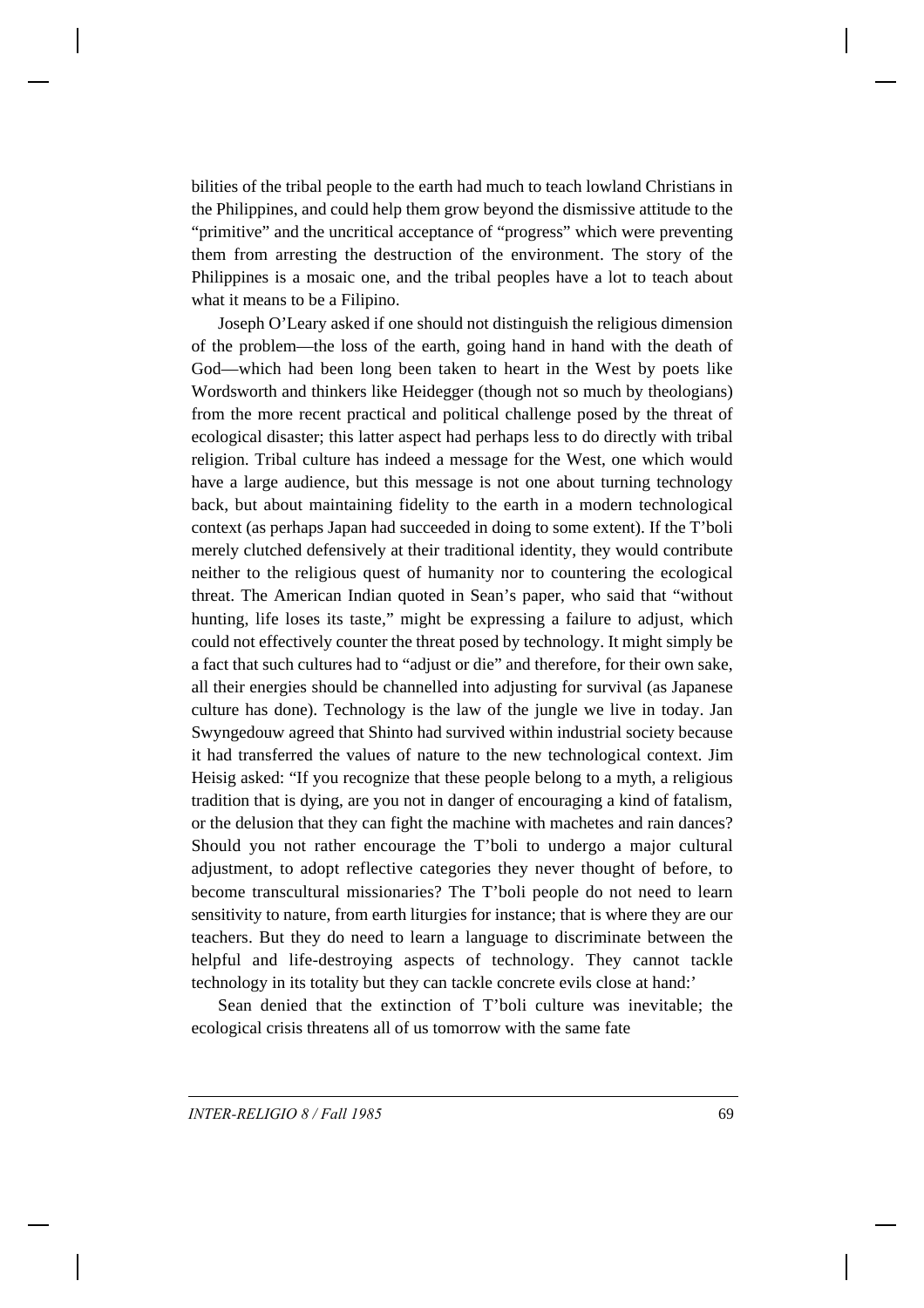bilities of the tribal people to the earth had much to teach lowland Christians in the Philippines, and could help them grow beyond the dismissive attitude to the "primitive" and the uncritical acceptance of "progress" which were preventing them from arresting the destruction of the environment. The story of the Philippines is a mosaic one, and the tribal peoples have a lot to teach about what it means to be a Filipino.

Joseph O'Leary asked if one should not distinguish the religious dimension of the problem—the loss of the earth, going hand in hand with the death of God—which had been long been taken to heart in the West by poets like Wordsworth and thinkers like Heidegger (though not so much by theologians) from the more recent practical and political challenge posed by the threat of ecological disaster; this latter aspect had perhaps less to do directly with tribal religion. Tribal culture has indeed a message for the West, one which would have a large audience, but this message is not one about turning technology back, but about maintaining fidelity to the earth in a modern technological context (as perhaps Japan had succeeded in doing to some extent). If the T'boli merely clutched defensively at their traditional identity, they would contribute neither to the religious quest of humanity nor to countering the ecological threat. The American Indian quoted in Sean's paper, who said that "without hunting, life loses its taste," might be expressing a failure to adjust, which could not effectively counter the threat posed by technology. It might simply be a fact that such cultures had to "adjust or die" and therefore, for their own sake, all their energies should be channelled into adjusting for survival (as Japanese culture has done). Technology is the law of the jungle we live in today. Jan Swyngedouw agreed that Shinto had survived within industrial society because it had transferred the values of nature to the new technological context. Jim Heisig asked: "If you recognize that these people belong to a myth, a religious tradition that is dying, are you not in danger of encouraging a kind of fatalism, or the delusion that they can fight the machine with machetes and rain dances? Should you not rather encourage the T'boli to undergo a major cultural adjustment, to adopt reflective categories they never thought of before, to become transcultural missionaries? The T'boli people do not need to learn sensitivity to nature, from earth liturgies for instance; that is where they are our teachers. But they do need to learn a language to discriminate between the helpful and life-destroying aspects of technology. They cannot tackle technology in its totality but they can tackle concrete evils close at hand:'

Sean denied that the extinction of T'boli culture was inevitable; the ecological crisis threatens all of us tomorrow with the same fate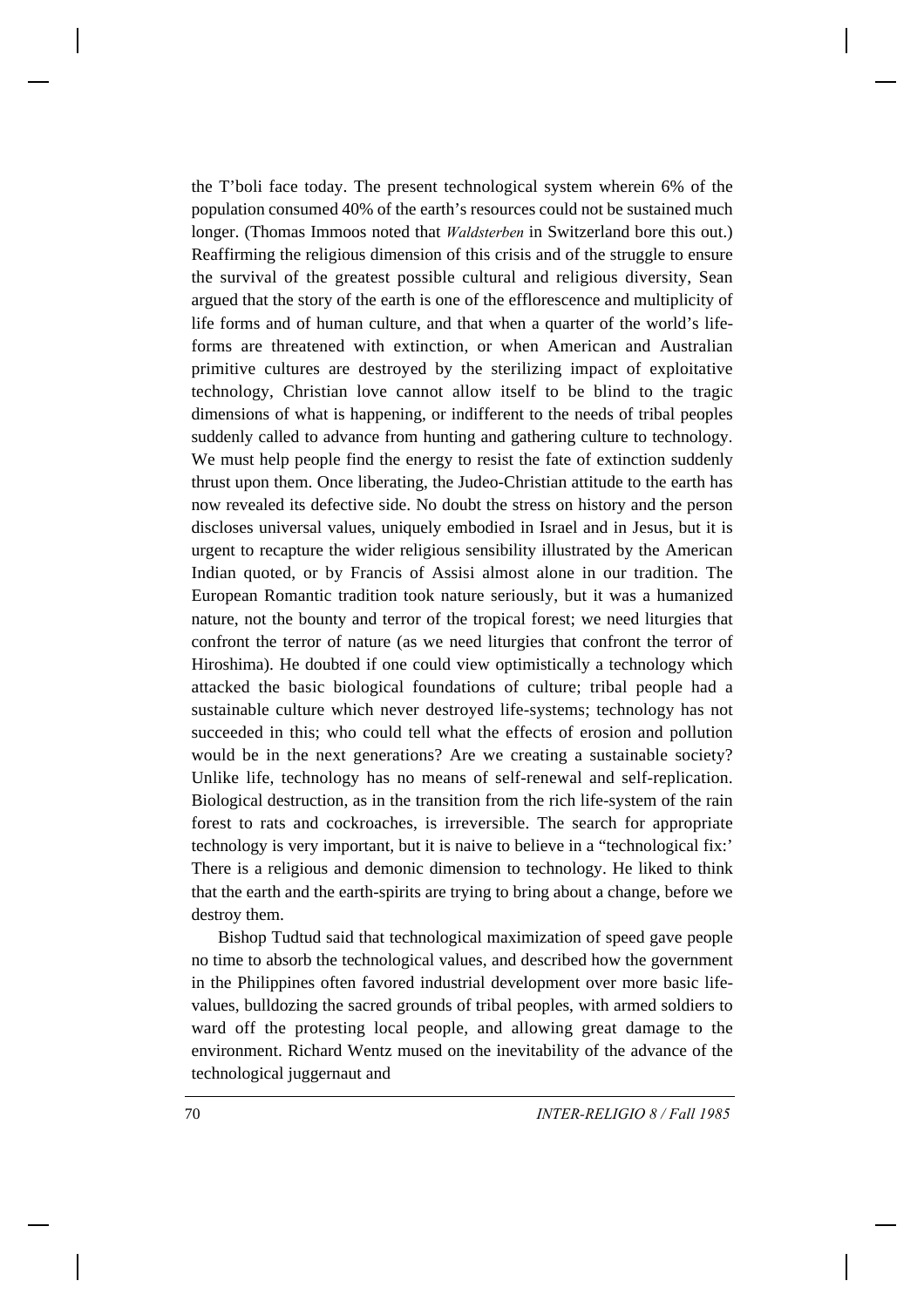the T'boli face today. The present technological system wherein 6% of the population consumed 40% of the earth's resources could not be sustained much longer. (Thomas Immoos noted that *Waldsterben* in Switzerland bore this out.) Reaffirming the religious dimension of this crisis and of the struggle to ensure the survival of the greatest possible cultural and religious diversity, Sean argued that the story of the earth is one of the efflorescence and multiplicity of life forms and of human culture, and that when a quarter of the world's life-forms are threatened with extinction, or when American and Australian primitive cultures are destroyed by the sterilizing impact of exploitative technology, Christian love cannot allow itself to be blind to the tragic dimensions of what is happening, or indifferent to the needs of tribal peoples suddenly called to advance from hunting and gathering culture to technology. We must help people find the energy to resist the fate of extinction suddenly thrust upon them. Once liberating, the Judeo-Christian attitude to the earth has now revealed its defective side. No doubt the stress on history and the person discloses universal values, uniquely embodied in Israel and in Jesus, but it is urgent to recapture the wider religious sensibility illustrated by the American Indian quoted, or by Francis of Assisi almost alone in our tradition. The European Romantic tradition took nature seriously, but it was a humanized nature, not the bounty and terror of the tropical forest; we need liturgies that confront the terror of nature (as we need liturgies that confront the terror of Hiroshima). He doubted if one could view optimistically a technology which attacked the basic biological foundations of culture; tribal people had a sustainable culture which never destroyed life-systems; technology has not succeeded in this; who could tell what the effects of erosion and pollution would be in the next generations? Are we creating a sustainable society? Unlike life, technology has no means of self-renewal and self-replication. Biological destruction, as in the transition from the rich life-system of the rain forest to rats and cockroaches, is irreversible. The search for appropriate technology is very important, but it is naive to believe in a "technological fix:' There is a religious and demonic dimension to technology. He liked to think that the earth and the earth-spirits are trying to bring about a change, before we destroy them.

Bishop Tudtud said that technological maximization of speed gave people no time to absorb the technological values, and described how the government in the Philippines often favored industrial development over more basic life-values, bulldozing the sacred grounds of tribal peoples, with armed soldiers to ward off the protesting local people, and allowing great damage to the environment. Richard Wentz mused on the inevitability of the advance of the technological juggernaut and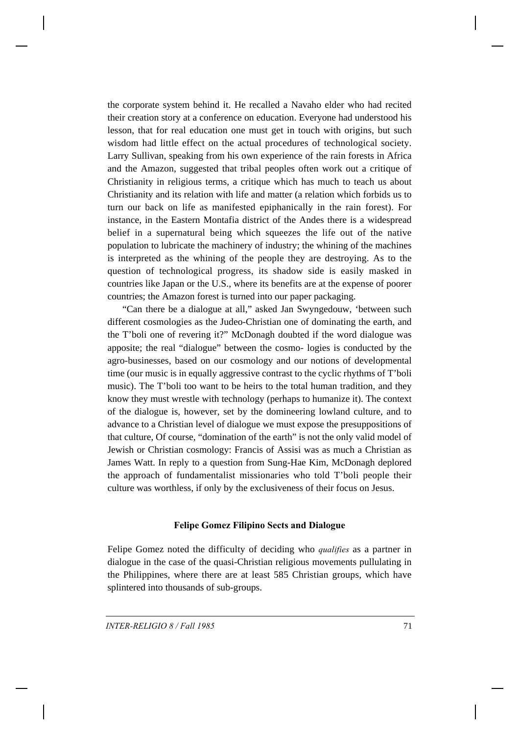the corporate system behind it. He recalled a Navaho elder who had recited their creation story at a conference on education. Everyone had understood his lesson, that for real education one must get in touch with origins, but such wisdom had little effect on the actual procedures of technological society. Larry Sullivan, speaking from his own experience of the rain forests in Africa and the Amazon, suggested that tribal peoples often work out a critique of Christianity in religious terms, a critique which has much to teach us about Christianity and its relation with life and matter (a relation which forbids us to turn our back on life as manifested epiphanically in the rain forest). For instance, in the Eastern Montafia district of the Andes there is a widespread belief in a supernatural being which squeezes the life out of the native population to lubricate the machinery of industry; the whining of the machines is interpreted as the whining of the people they are destroying. As to the question of technological progress, its shadow side is easily masked in countries like Japan or the U.S., where its benefits are at the expense of poorer countries; the Amazon forest is turned into our paper packaging.

"Can there be a dialogue at all," asked Jan Swyngedouw, 'between such different cosmologies as the Judeo-Christian one of dominating the earth, and the T'boli one of revering it?" McDonagh doubted if the word dialogue was apposite; the real "dialogue" between the cosmo- logies is conducted by the agro-businesses, based on our cosmology and our notions of developmental time (our music is in equally aggressive contrast to the cyclic rhythms of T'boli music). The T'boli too want to be heirs to the total human tradition, and they know they must wrestle with technology (perhaps to humanize it). The context of the dialogue is, however, set by the domineering lowland culture, and to advance to a Christian level of dialogue we must expose the presuppositions of that culture, Of course, "domination of the earth" is not the only valid model of Jewish or Christian cosmology: Francis of Assisi was as much a Christian as James Watt. In reply to a question from Sung-Hae Kim, McDonagh deplored the approach of fundamentalist missionaries who told T'boli people their culture was worthless, if only by the exclusiveness of their focus on Jesus.

### Felipe Gomez Filipino Sects and Dialogue

Felipe Gomez noted the difficulty of deciding who *qualifies* as a partner in dialogue in the case of the quasi-Christian religious movements pullulating in the Philippines, where there are at least 585 Christian groups, which have splintered into thousands of sub-groups.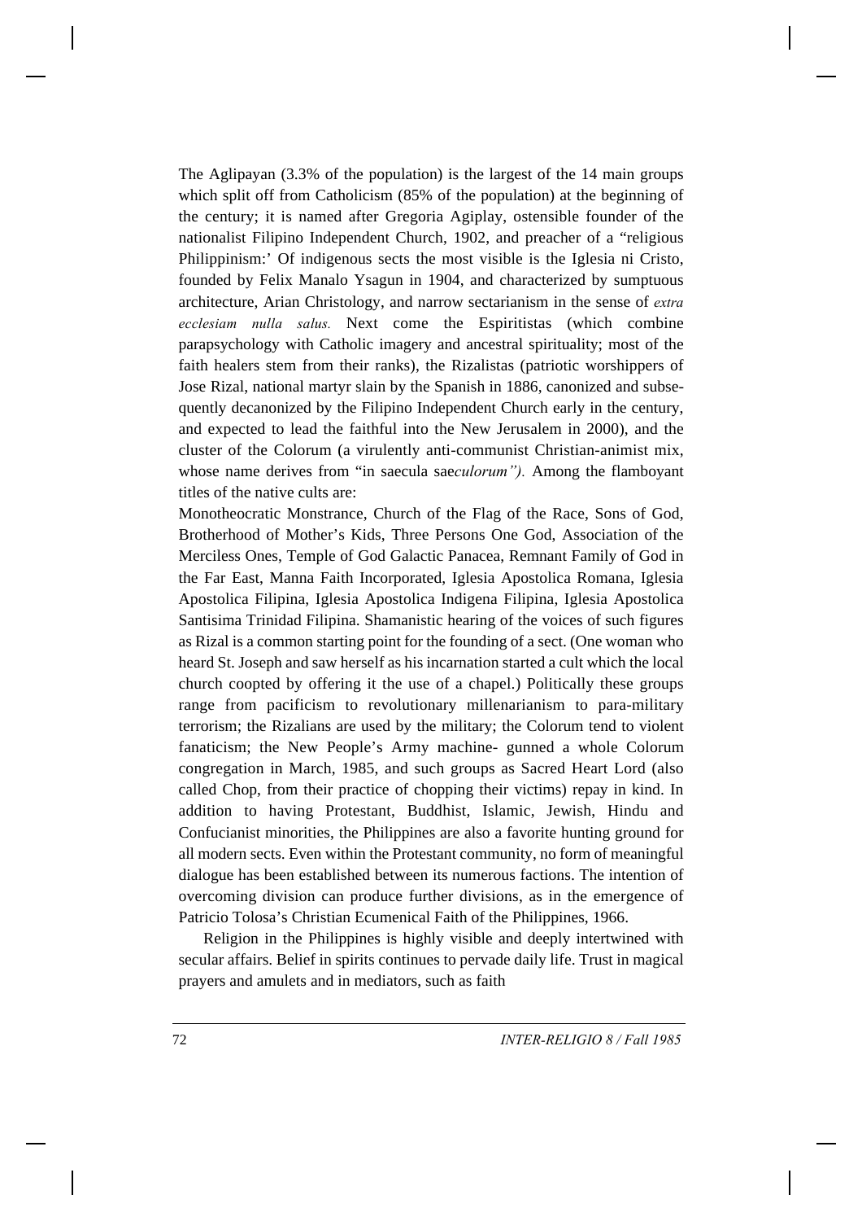The Aglipayan (3.3% of the population) is the largest of the 14 main groups which split off from Catholicism (85% of the population) at the beginning of the century; it is named after Gregoria Agiplay, ostensible founder of the nationalist Filipino Independent Church, 1902, and preacher of a "religious Philippinism:' Of indigenous sects the most visible is the Iglesia ni Cristo, founded by Felix Manalo Ysagun in 1904, and characterized by sumptuous architecture, Arian Christology, and narrow sectarianism in the sense of *extra ecclesiam nulla salus.* Next come the Espiritistas (which combine parapsychology with Catholic imagery and ancestral spirituality; most of the faith healers stem from their ranks), the Rizalistas (patriotic worshippers of Jose Rizal, national martyr slain by the Spanish in 1886, canonized and subsequently decanonized by the Filipino Independent Church early in the century, and expected to lead the faithful into the New Jerusalem in 2000), and the cluster of the Colorum (a virulently anti-communist Christian-animist mix, whose name derives from "in saecula sae*culorum").* Among the flamboyant titles of the native cults are:

Monotheocratic Monstrance, Church of the Flag of the Race, Sons of God, Brotherhood of Mother's Kids, Three Persons One God, Association of the Merciless Ones, Temple of God Galactic Panacea, Remnant Family of God in the Far East, Manna Faith Incorporated, Iglesia Apostolica Romana, Iglesia Apostolica Filipina, Iglesia Apostolica Indigena Filipina, Iglesia Apostolica Santisima Trinidad Filipina. Shamanistic hearing of the voices of such figures as Rizal is a common starting point for the founding of a sect. (One woman who heard St. Joseph and saw herself as his incarnation started a cult which the local church coopted by offering it the use of a chapel.) Politically these groups range from pacificism to revolutionary millenarianism to para-military terrorism; the Rizalians are used by the military; the Colorum tend to violent fanaticism; the New People's Army machine- gunned a whole Colorum congregation in March, 1985, and such groups as Sacred Heart Lord (also called Chop, from their practice of chopping their victims) repay in kind. In addition to having Protestant, Buddhist, Islamic, Jewish, Hindu and Confucianist minorities, the Philippines are also a favorite hunting ground for all modern sects. Even within the Protestant community, no form of meaningful dialogue has been established between its numerous factions. The intention of overcoming division can produce further divisions, as in the emergence of Patricio Tolosa's Christian Ecumenical Faith of the Philippines, 1966.

Religion in the Philippines is highly visible and deeply intertwined with secular affairs. Belief in spirits continues to pervade daily life. Trust in magical prayers and amulets and in mediators, such as faith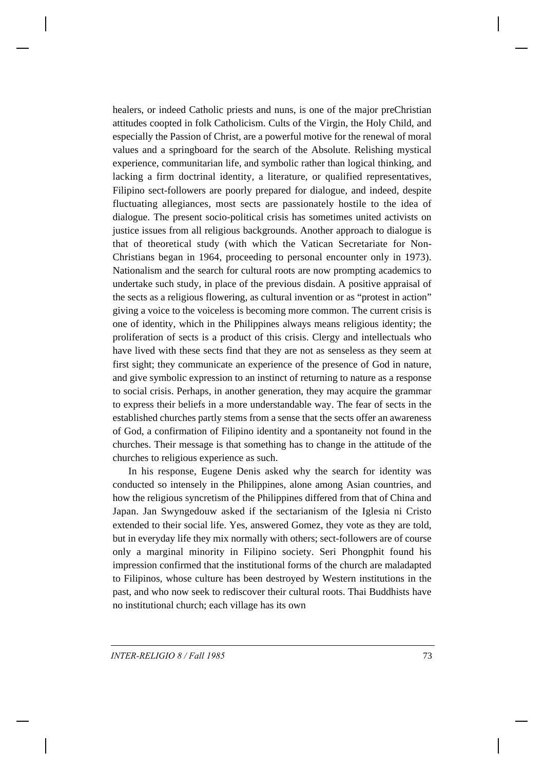healers, or indeed Catholic priests and nuns, is one of the major preChristian attitudes coopted in folk Catholicism. Cults of the Virgin, the Holy Child, and especially the Passion of Christ, are a powerful motive for the renewal of moral values and a springboard for the search of the Absolute. Relishing mystical experience, communitarian life, and symbolic rather than logical thinking, and lacking a firm doctrinal identity, a literature, or qualified representatives, Filipino sect-followers are poorly prepared for dialogue, and indeed, despite fluctuating allegiances, most sects are passionately hostile to the idea of dialogue. The present socio-political crisis has sometimes united activists on justice issues from all religious backgrounds. Another approach to dialogue is that of theoretical study (with which the Vatican Secretariate for Non-Christians began in 1964, proceeding to personal encounter only in 1973). Nationalism and the search for cultural roots are now prompting academics to undertake such study, in place of the previous disdain. A positive appraisal of the sects as a religious flowering, as cultural invention or as "protest in action" giving a voice to the voiceless is becoming more common. The current crisis is one of identity, which in the Philippines always means religious identity; the proliferation of sects is a product of this crisis. Clergy and intellectuals who have lived with these sects find that they are not as senseless as they seem at first sight; they communicate an experience of the presence of God in nature, and give symbolic expression to an instinct of returning to nature as a response to social crisis. Perhaps, in another generation, they may acquire the grammar to express their beliefs in a more understandable way. The fear of sects in the established churches partly stems from a sense that the sects offer an awareness of God, a confirmation of Filipino identity and a spontaneity not found in the churches. Their message is that something has to change in the attitude of the churches to religious experience as such.

In his response, Eugene Denis asked why the search for identity was conducted so intensely in the Philippines, alone among Asian countries, and how the religious syncretism of the Philippines differed from that of China and Japan. Jan Swyngedouw asked if the sectarianism of the Iglesia ni Cristo extended to their social life. Yes, answered Gomez, they vote as they are told, but in everyday life they mix normally with others; sect-followers are of course only a marginal minority in Filipino society. Seri Phongphit found his impression confirmed that the institutional forms of the church are maladapted to Filipinos, whose culture has been destroyed by Western institutions in the past, and who now seek to rediscover their cultural roots. Thai Buddhists have no institutional church; each village has its own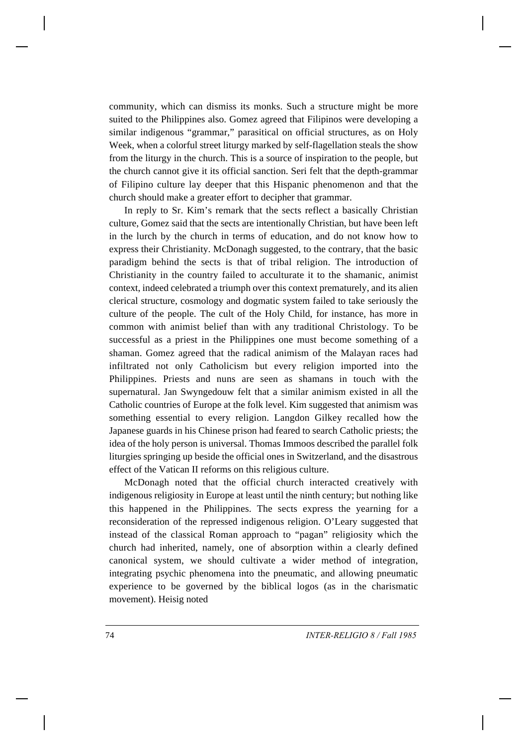community, which can dismiss its monks. Such a structure might be more suited to the Philippines also. Gomez agreed that Filipinos were developing a similar indigenous "grammar," parasitical on official structures, as on Holy Week, when a colorful street liturgy marked by self-flagellation steals the show from the liturgy in the church. This is a source of inspiration to the people, but the church cannot give it its official sanction. Seri felt that the depth-grammar of Filipino culture lay deeper that this Hispanic phenomenon and that the church should make a greater effort to decipher that grammar.

In reply to Sr. Kim's remark that the sects reflect a basically Christian culture, Gomez said that the sects are intentionally Christian, but have been left in the lurch by the church in terms of education, and do not know how to express their Christianity. McDonagh suggested, to the contrary, that the basic paradigm behind the sects is that of tribal religion. The introduction of Christianity in the country failed to acculturate it to the shamanic, animist context, indeed celebrated a triumph over this context prematurely, and its alien clerical structure, cosmology and dogmatic system failed to take seriously the culture of the people. The cult of the Holy Child, for instance, has more in common with animist belief than with any traditional Christology. To be successful as a priest in the Philippines one must become something of a shaman. Gomez agreed that the radical animism of the Malayan races had infiltrated not only Catholicism but every religion imported into the Philippines. Priests and nuns are seen as shamans in touch with the supernatural. Jan Swyngedouw felt that a similar animism existed in all the Catholic countries of Europe at the folk level. Kim suggested that animism was something essential to every religion. Langdon Gilkey recalled how the Japanese guards in his Chinese prison had feared to search Catholic priests; the idea of the holy person is universal. Thomas Immoos described the parallel folk liturgies springing up beside the official ones in Switzerland, and the disastrous effect of the Vatican II reforms on this religious culture.

McDonagh noted that the official church interacted creatively with indigenous religiosity in Europe at least until the ninth century; but nothing like this happened in the Philippines. The sects express the yearning for a reconsideration of the repressed indigenous religion. O'Leary suggested that instead of the classical Roman approach to "pagan" religiosity which the church had inherited, namely, one of absorption within a clearly defined canonical system, we should cultivate a wider method of integration, integrating psychic phenomena into the pneumatic, and allowing pneumatic experience to be governed by the biblical logos (as in the charismatic movement). Heisig noted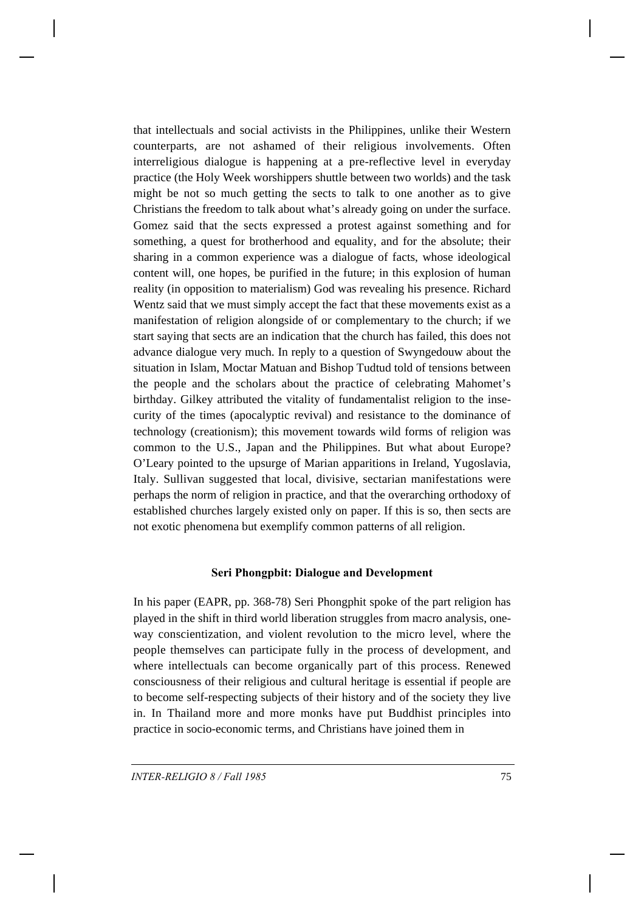that intellectuals and social activists in the Philippines, unlike their Western counterparts, are not ashamed of their religious involvements. Often interreligious dialogue is happening at a pre-reflective level in everyday practice (the Holy Week worshippers shuttle between two worlds) and the task might be not so much getting the sects to talk to one another as to give Christians the freedom to talk about what's already going on under the surface. Gomez said that the sects expressed a protest against something and for something, a quest for brotherhood and equality, and for the absolute; their sharing in a common experience was a dialogue of facts, whose ideological content will, one hopes, be purified in the future; in this explosion of human reality (in opposition to materialism) God was revealing his presence. Richard Wentz said that we must simply accept the fact that these movements exist as a manifestation of religion alongside of or complementary to the church; if we start saying that sects are an indication that the church has failed, this does not advance dialogue very much. In reply to a question of Swyngedouw about the situation in Islam, Moctar Matuan and Bishop Tudtud told of tensions between the people and the scholars about the practice of celebrating Mahomet's birthday. Gilkey attributed the vitality of fundamentalist religion to the insecurity of the times (apocalyptic revival) and resistance to the dominance of technology (creationism); this movement towards wild forms of religion was common to the U.S., Japan and the Philippines. But what about Europe? O'Leary pointed to the upsurge of Marian apparitions in Ireland, Yugoslavia, Italy. Sullivan suggested that local, divisive, sectarian manifestations were perhaps the norm of religion in practice, and that the overarching orthodoxy of established churches largely existed only on paper. If this is so, then sects are not exotic phenomena but exemplify common patterns of all religion.

### Seri Phongpbit: Dialogue and Development

In his paper (EAPR, pp. 368-78) Seri Phongphit spoke of the part religion has played in the shift in third world liberation struggles from macro analysis, one-way conscientization, and violent revolution to the micro level, where the people themselves can participate fully in the process of development, and where intellectuals can become organically part of this process. Renewed consciousness of their religious and cultural heritage is essential if people are to become self-respecting subjects of their history and of the society they live in. In Thailand more and more monks have put Buddhist principles into practice in socio-economic terms, and Christians have joined them in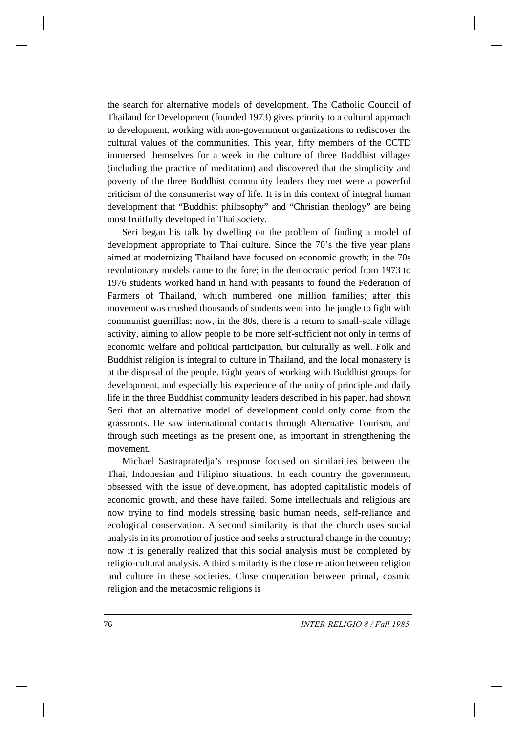the search for alternative models of development. The Catholic Council of Thailand for Development (founded 1973) gives priority to a cultural approach to development, working with non-government organizations to rediscover the cultural values of the communities. This year, fifty members of the CCTD immersed themselves for a week in the culture of three Buddhist villages (including the practice of meditation) and discovered that the simplicity and poverty of the three Buddhist community leaders they met were a powerful criticism of the consumerist way of life. It is in this context of integral human development that "Buddhist philosophy" and "Christian theology" are being most fruitfully developed in Thai society.

Seri began his talk by dwelling on the problem of finding a model of development appropriate to Thai culture. Since the 70's the five year plans aimed at modernizing Thailand have focused on economic growth; in the 70s revolutionary models came to the fore; in the democratic period from 1973 to 1976 students worked hand in hand with peasants to found the Federation of Farmers of Thailand, which numbered one million families; after this movement was crushed thousands of students went into the jungle to fight with communist guerrillas; now, in the 80s, there is a return to small-scale village activity, aiming to allow people to be more self-sufficient not only in terms of economic welfare and political participation, but culturally as well. Folk and Buddhist religion is integral to culture in Thailand, and the local monastery is at the disposal of the people. Eight years of working with Buddhist groups for development, and especially his experience of the unity of principle and daily life in the three Buddhist community leaders described in his paper, had shown Seri that an alternative model of development could only come from the grassroots. He saw international contacts through Alternative Tourism, and through such meetings as the present one, as important in strengthening the movement.

Michael Sastrapratedja's response focused on similarities between the Thai, Indonesian and Filipino situations. In each country the government, obsessed with the issue of development, has adopted capitalistic models of economic growth, and these have failed. Some intellectuals and religious are now trying to find models stressing basic human needs, self-reliance and ecological conservation. A second similarity is that the church uses social analysis in its promotion of justice and seeks a structural change in the country; now it is generally realized that this social analysis must be completed by religio-cultural analysis. A third similarity is the close relation between religion and culture in these societies. Close cooperation between primal, cosmic religion and the metacosmic religions is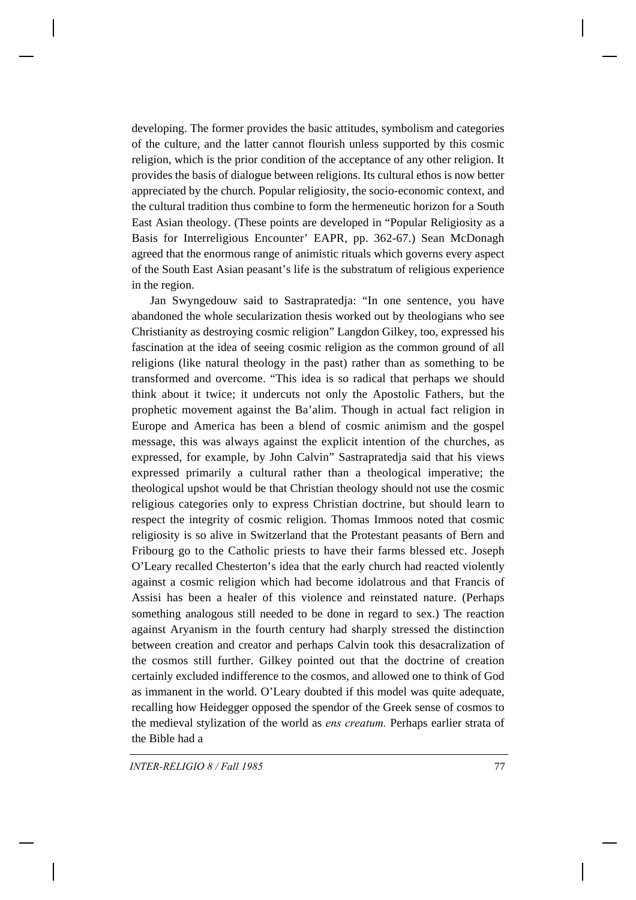developing. The former provides the basic attitudes, symbolism and categories of the culture, and the latter cannot flourish unless supported by this cosmic religion, which is the prior condition of the acceptance of any other religion. It provides the basis of dialogue between religions. Its cultural ethos is now better appreciated by the church. Popular religiosity, the socio-economic context, and the cultural tradition thus combine to form the hermeneutic horizon for a South East Asian theology. (These points are developed in "Popular Religiosity as a Basis for Interreligious Encounter' EAPR, pp. 362-67.) Sean McDonagh agreed that the enormous range of animistic rituals which governs every aspect of the South East Asian peasant's life is the substratum of religious experience in the region.

Jan Swyngedouw said to Sastrapratedja: "In one sentence, you have abandoned the whole secularization thesis worked out by theologians who see Christianity as destroying cosmic religion" Langdon Gilkey, too, expressed his fascination at the idea of seeing cosmic religion as the common ground of all religions (like natural theology in the past) rather than as something to be transformed and overcome. "This idea is so radical that perhaps we should think about it twice; it undercuts not only the Apostolic Fathers, but the prophetic movement against the Ba'alim. Though in actual fact religion in Europe and America has been a blend of cosmic animism and the gospel message, this was always against the explicit intention of the churches, as expressed, for example, by John Calvin" Sastrapratedja said that his views expressed primarily a cultural rather than a theological imperative; the theological upshot would be that Christian theology should not use the cosmic religious categories only to express Christian doctrine, but should learn to respect the integrity of cosmic religion. Thomas Immoos noted that cosmic religiosity is so alive in Switzerland that the Protestant peasants of Bern and Fribourg go to the Catholic priests to have their farms blessed etc. Joseph O'Leary recalled Chesterton's idea that the early church had reacted violently against a cosmic religion which had become idolatrous and that Francis of Assisi has been a healer of this violence and reinstated nature. (Perhaps something analogous still needed to be done in regard to sex.) The reaction against Aryanism in the fourth century had sharply stressed the distinction between creation and creator and perhaps Calvin took this desacralization of the cosmos still further. Gilkey pointed out that the doctrine of creation certainly excluded indifference to the cosmos, and allowed one to think of God as immanent in the world. O'Leary doubted if this model was quite adequate, recalling how Heidegger opposed the spendor of the Greek sense of cosmos to the medieval stylization of the world as *ens creatum.* Perhaps earlier strata of the Bible had a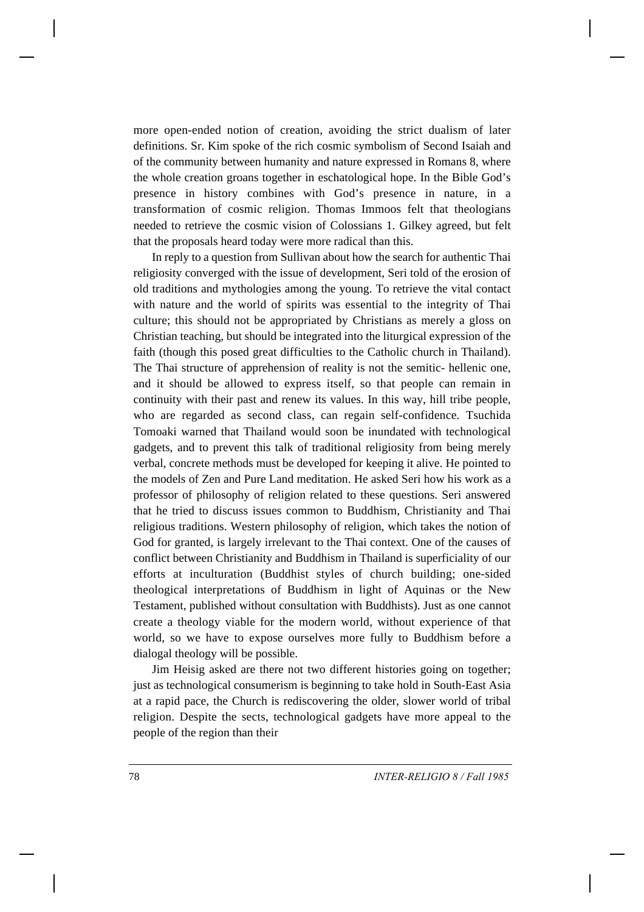more open-ended notion of creation, avoiding the strict dualism of later definitions. Sr. Kim spoke of the rich cosmic symbolism of Second Isaiah and of the community between humanity and nature expressed in Romans 8, where the whole creation groans together in eschatological hope. In the Bible God's presence in history combines with God's presence in nature, in a transformation of cosmic religion. Thomas Immoos felt that theologians needed to retrieve the cosmic vision of Colossians 1. Gilkey agreed, but felt that the proposals heard today were more radical than this.

In reply to a question from Sullivan about how the search for authentic Thai religiosity converged with the issue of development, Seri told of the erosion of old traditions and mythologies among the young. To retrieve the vital contact with nature and the world of spirits was essential to the integrity of Thai culture; this should not be appropriated by Christians as merely a gloss on Christian teaching, but should be integrated into the liturgical expression of the faith (though this posed great difficulties to the Catholic church in Thailand). The Thai structure of apprehension of reality is not the semitic- hellenic one, and it should be allowed to express itself, so that people can remain in continuity with their past and renew its values. In this way, hill tribe people, who are regarded as second class, can regain self-confidence. Tsuchida Tomoaki warned that Thailand would soon be inundated with technological gadgets, and to prevent this talk of traditional religiosity from being merely verbal, concrete methods must be developed for keeping it alive. He pointed to the models of Zen and Pure Land meditation. He asked Seri how his work as a professor of philosophy of religion related to these questions. Seri answered that he tried to discuss issues common to Buddhism, Christianity and Thai religious traditions. Western philosophy of religion, which takes the notion of God for granted, is largely irrelevant to the Thai context. One of the causes of conflict between Christianity and Buddhism in Thailand is superficiality of our efforts at inculturation (Buddhist styles of church building; one-sided theological interpretations of Buddhism in light of Aquinas or the New Testament, published without consultation with Buddhists). Just as one cannot create a theology viable for the modern world, without experience of that world, so we have to expose ourselves more fully to Buddhism before a dialogal theology will be possible.

Jim Heisig asked are there not two different histories going on together; just as technological consumerism is beginning to take hold in South-East Asia at a rapid pace, the Church is rediscovering the older, slower world of tribal religion. Despite the sects, technological gadgets have more appeal to the people of the region than their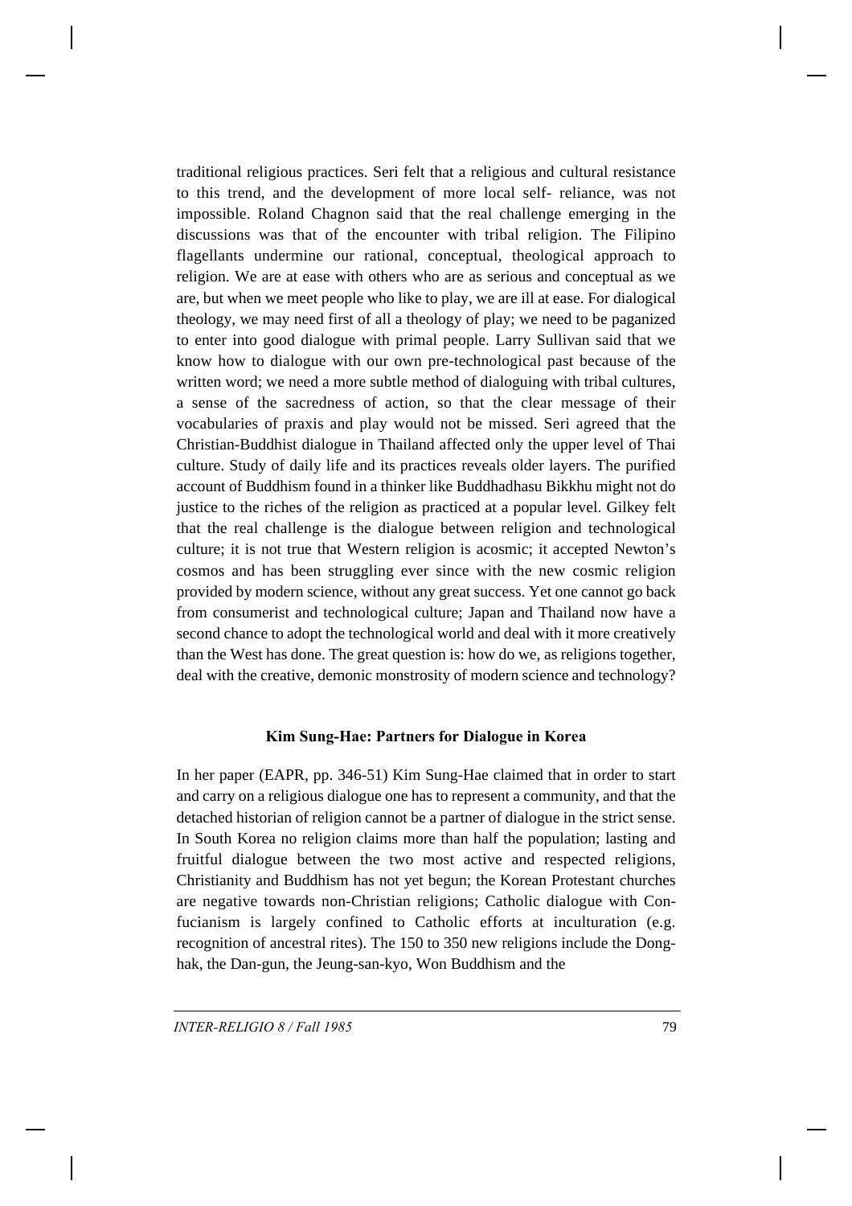traditional religious practices. Seri felt that a religious and cultural resistance to this trend, and the development of more local self- reliance, was not impossible. Roland Chagnon said that the real challenge emerging in the discussions was that of the encounter with tribal religion. The Filipino flagellants undermine our rational, conceptual, theological approach to religion. We are at ease with others who are as serious and conceptual as we are, but when we meet people who like to play, we are ill at ease. For dialogical theology, we may need first of all a theology of play; we need to be paganized to enter into good dialogue with primal people. Larry Sullivan said that we know how to dialogue with our own pre-technological past because of the written word; we need a more subtle method of dialoguing with tribal cultures, a sense of the sacredness of action, so that the clear message of their vocabularies of praxis and play would not be missed. Seri agreed that the Christian-Buddhist dialogue in Thailand affected only the upper level of Thai culture. Study of daily life and its practices reveals older layers. The purified account of Buddhism found in a thinker like Buddhadhasu Bikkhu might not do justice to the riches of the religion as practiced at a popular level. Gilkey felt that the real challenge is the dialogue between religion and technological culture; it is not true that Western religion is acosmic; it accepted Newton's cosmos and has been struggling ever since with the new cosmic religion provided by modern science, without any great success. Yet one cannot go back from consumerist and technological culture; Japan and Thailand now have a second chance to adopt the technological world and deal with it more creatively than the West has done. The great question is: how do we, as religions together, deal with the creative, demonic monstrosity of modern science and technology?

### Kim Sung-Hae: Partners for Dialogue in Korea

In her paper (EAPR, pp. 346-51) Kim Sung-Hae claimed that in order to start and carry on a religious dialogue one has to represent a community, and that the detached historian of religion cannot be a partner of dialogue in the strict sense. In South Korea no religion claims more than half the population; lasting and fruitful dialogue between the two most active and respected religions, Christianity and Buddhism has not yet begun; the Korean Protestant churches are negative towards non-Christian religions; Catholic dialogue with Confucianism is largely confined to Catholic efforts at inculturation (e.g. recognition of ancestral rites). The 150 to 350 new religions include the Dong-hak, the Dan-gun, the Jeung-san-kyo, Won Buddhism and the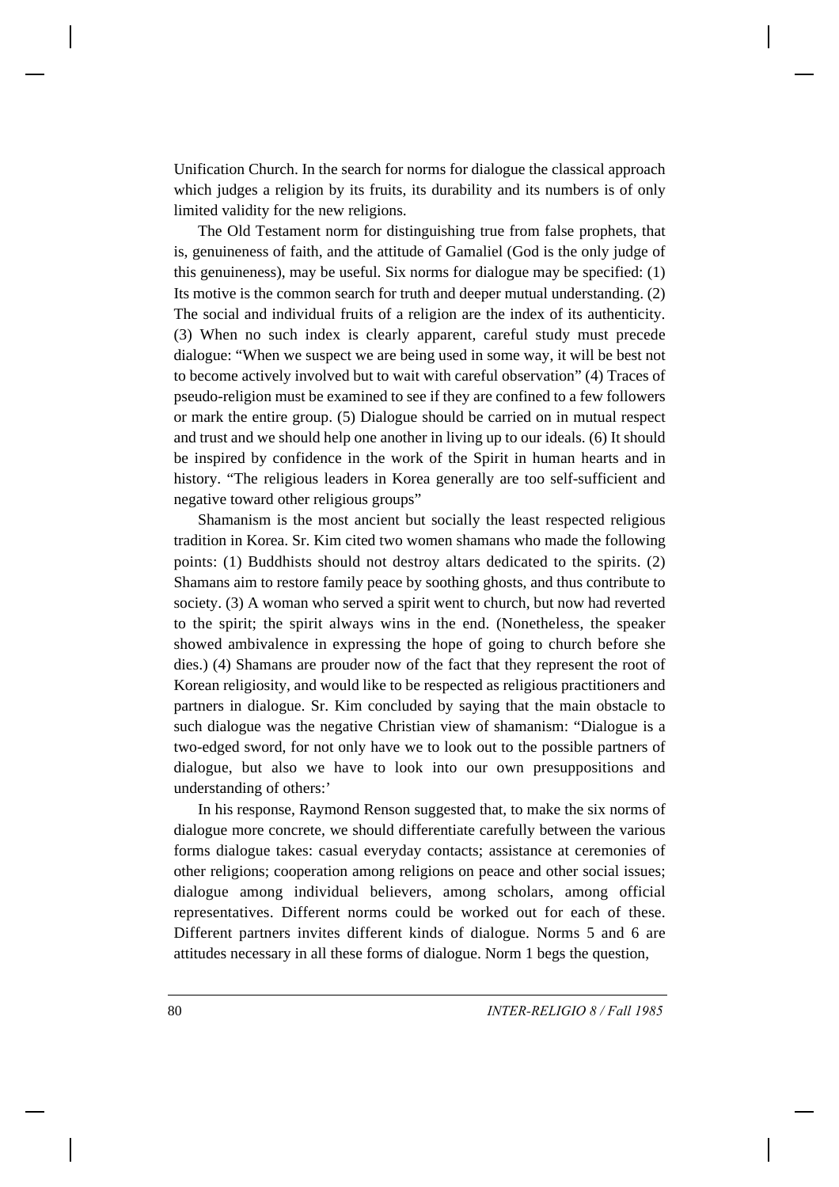Unification Church. In the search for norms for dialogue the classical approach which judges a religion by its fruits, its durability and its numbers is of only limited validity for the new religions.

The Old Testament norm for distinguishing true from false prophets, that is, genuineness of faith, and the attitude of Gamaliel (God is the only judge of this genuineness), may be useful. Six norms for dialogue may be specified: (1) Its motive is the common search for truth and deeper mutual understanding. (2) The social and individual fruits of a religion are the index of its authenticity. (3) When no such index is clearly apparent, careful study must precede dialogue: "When we suspect we are being used in some way, it will be best not to become actively involved but to wait with careful observation" (4) Traces of pseudo-religion must be examined to see if they are confined to a few followers or mark the entire group. (5) Dialogue should be carried on in mutual respect and trust and we should help one another in living up to our ideals. (6) It should be inspired by confidence in the work of the Spirit in human hearts and in history. "The religious leaders in Korea generally are too self-sufficient and negative toward other religious groups"

Shamanism is the most ancient but socially the least respected religious tradition in Korea. Sr. Kim cited two women shamans who made the following points: (1) Buddhists should not destroy altars dedicated to the spirits. (2) Shamans aim to restore family peace by soothing ghosts, and thus contribute to society. (3) A woman who served a spirit went to church, but now had reverted to the spirit; the spirit always wins in the end. (Nonetheless, the speaker showed ambivalence in expressing the hope of going to church before she dies.) (4) Shamans are prouder now of the fact that they represent the root of Korean religiosity, and would like to be respected as religious practitioners and partners in dialogue. Sr. Kim concluded by saying that the main obstacle to such dialogue was the negative Christian view of shamanism: "Dialogue is a two-edged sword, for not only have we to look out to the possible partners of dialogue, but also we have to look into our own presuppositions and understanding of others:'

In his response, Raymond Renson suggested that, to make the six norms of dialogue more concrete, we should differentiate carefully between the various forms dialogue takes: casual everyday contacts; assistance at ceremonies of other religions; cooperation among religions on peace and other social issues; dialogue among individual believers, among scholars, among official representatives. Different norms could be worked out for each of these. Different partners invites different kinds of dialogue. Norms 5 and 6 are attitudes necessary in all these forms of dialogue. Norm 1 begs the question,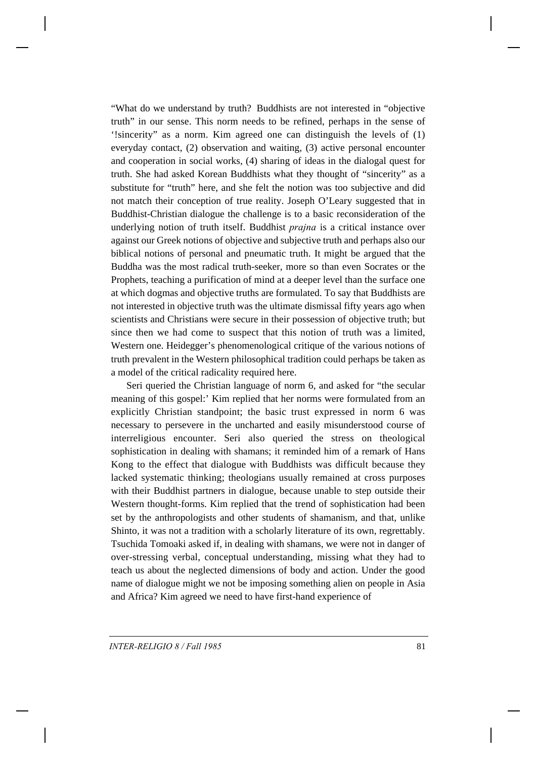"What do we understand by truth? Buddhists are not interested in "objective truth" in our sense. This norm needs to be refined, perhaps in the sense of '!sincerity" as a norm. Kim agreed one can distinguish the levels of (1) everyday contact, (2) observation and waiting, (3) active personal encounter and cooperation in social works, (4) sharing of ideas in the dialogal quest for truth. She had asked Korean Buddhists what they thought of "sincerity" as a substitute for "truth" here, and she felt the notion was too subjective and did not match their conception of true reality. Joseph O'Leary suggested that in Buddhist-Christian dialogue the challenge is to a basic reconsideration of the underlying notion of truth itself. Buddhist *prajna* is a critical instance over against our Greek notions of objective and subjective truth and perhaps also our biblical notions of personal and pneumatic truth. It might be argued that the Buddha was the most radical truth-seeker, more so than even Socrates or the Prophets, teaching a purification of mind at a deeper level than the surface one at which dogmas and objective truths are formulated. To say that Buddhists are not interested in objective truth was the ultimate dismissal fifty years ago when scientists and Christians were secure in their possession of objective truth; but since then we had come to suspect that this notion of truth was a limited, Western one. Heidegger's phenomenological critique of the various notions of truth prevalent in the Western philosophical tradition could perhaps be taken as a model of the critical radicality required here.

Seri queried the Christian language of norm 6, and asked for "the secular meaning of this gospel:' Kim replied that her norms were formulated from an explicitly Christian standpoint; the basic trust expressed in norm 6 was necessary to persevere in the uncharted and easily misunderstood course of interreligious encounter. Seri also queried the stress on theological sophistication in dealing with shamans; it reminded him of a remark of Hans Kong to the effect that dialogue with Buddhists was difficult because they lacked systematic thinking; theologians usually remained at cross purposes with their Buddhist partners in dialogue, because unable to step outside their Western thought-forms. Kim replied that the trend of sophistication had been set by the anthropologists and other students of shamanism, and that, unlike Shinto, it was not a tradition with a scholarly literature of its own, regrettably. Tsuchida Tomoaki asked if, in dealing with shamans, we were not in danger of over-stressing verbal, conceptual understanding, missing what they had to teach us about the neglected dimensions of body and action. Under the good name of dialogue might we not be imposing something alien on people in Asia and Africa? Kim agreed we need to have first-hand experience of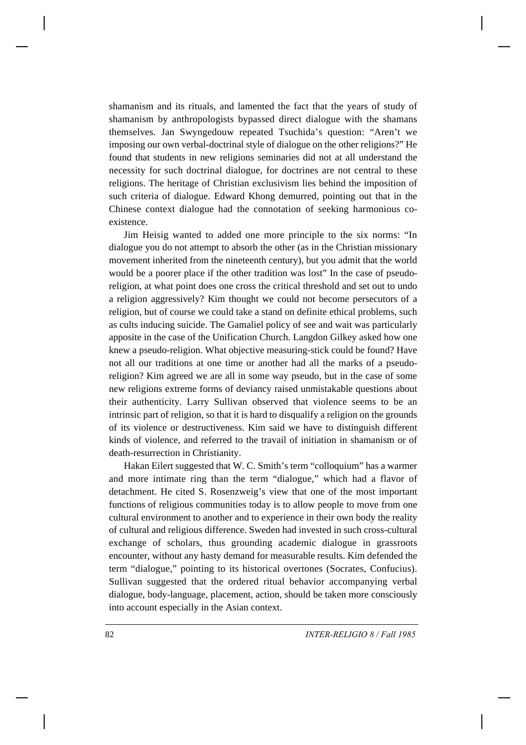shamanism and its rituals, and lamented the fact that the years of study of shamanism by anthropologists bypassed direct dialogue with the shamans themselves. Jan Swyngedouw repeated Tsuchida's question: "Aren't we imposing our own verbal-doctrinal style of dialogue on the other religions?" He found that students in new religions seminaries did not at all understand the necessity for such doctrinal dialogue, for doctrines are not central to these religions. The heritage of Christian exclusivism lies behind the imposition of such criteria of dialogue. Edward Khong demurred, pointing out that in the Chinese context dialogue had the connotation of seeking harmonious co-existence.

Jim Heisig wanted to added one more principle to the six norms: "In dialogue you do not attempt to absorb the other (as in the Christian missionary movement inherited from the nineteenth century), but you admit that the world would be a poorer place if the other tradition was lost" In the case of pseudo-religion, at what point does one cross the critical threshold and set out to undo a religion aggressively? Kim thought we could not become persecutors of a religion, but of course we could take a stand on definite ethical problems, such as cults inducing suicide. The Gamaliel policy of see and wait was particularly apposite in the case of the Unification Church. Langdon Gilkey asked how one knew a pseudo-religion. What objective measuring-stick could be found? Have not all our traditions at one time or another had all the marks of a pseudo-religion? Kim agreed we are all in some way pseudo, but in the case of some new religions extreme forms of deviancy raised unmistakable questions about their authenticity. Larry Sullivan observed that violence seems to be an intrinsic part of religion, so that it is hard to disqualify a religion on the grounds of its violence or destructiveness. Kim said we have to distinguish different kinds of violence, and referred to the travail of initiation in shamanism or of death-resurrection in Christianity.

Hakan Eilert suggested that W. C. Smith's term "colloquium" has a warmer and more intimate ring than the term "dialogue," which had a flavor of detachment. He cited S. Rosenzweig's view that one of the most important functions of religious communities today is to allow people to move from one cultural environment to another and to experience in their own body the reality of cultural and religious difference. Sweden had invested in such cross-cultural exchange of scholars, thus grounding academic dialogue in grassroots encounter, without any hasty demand for measurable results. Kim defended the term "dialogue," pointing to its historical overtones (Socrates, Confucius). Sullivan suggested that the ordered ritual behavior accompanying verbal dialogue, body-language, placement, action, should be taken more consciously into account especially in the Asian context.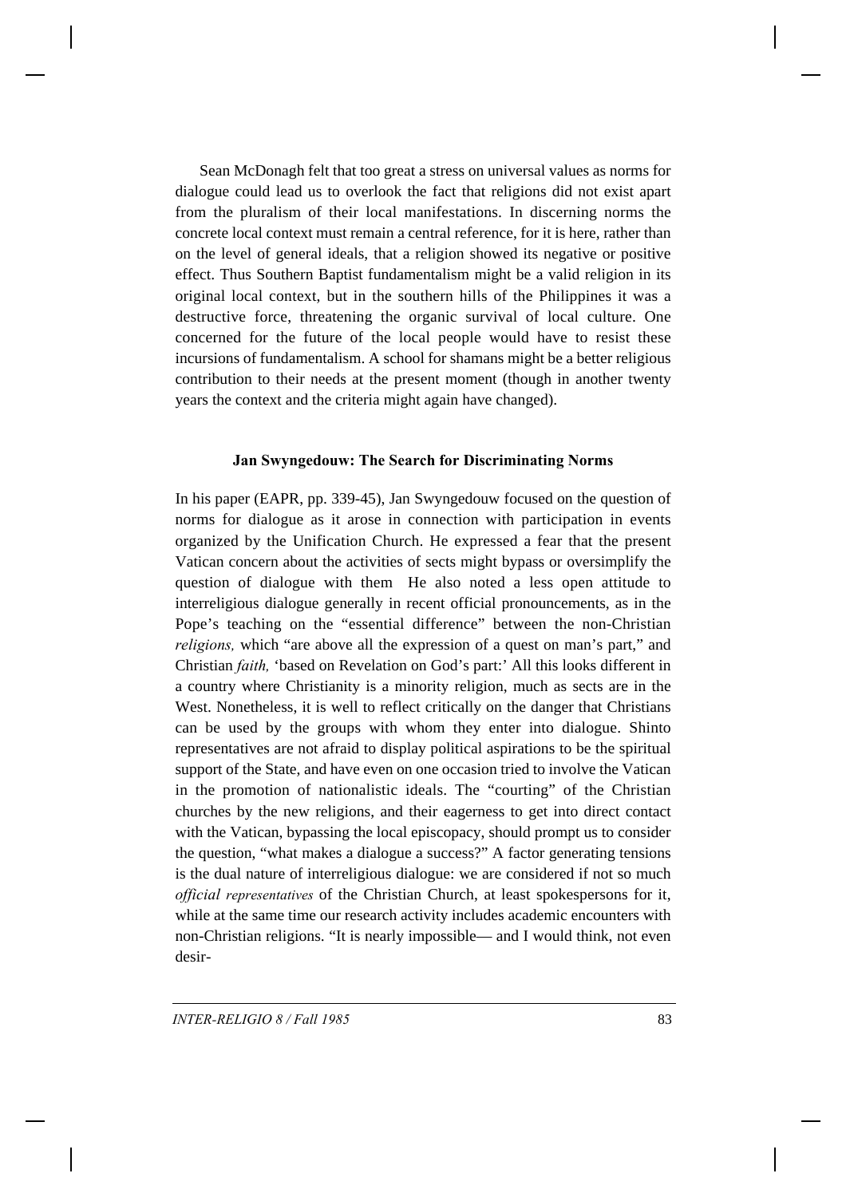Sean McDonagh felt that too great a stress on universal values as norms for dialogue could lead us to overlook the fact that religions did not exist apart from the pluralism of their local manifestations. In discerning norms the concrete local context must remain a central reference, for it is here, rather than on the level of general ideals, that a religion showed its negative or positive effect. Thus Southern Baptist fundamentalism might be a valid religion in its original local context, but in the southern hills of the Philippines it was a destructive force, threatening the organic survival of local culture. One concerned for the future of the local people would have to resist these incursions of fundamentalism. A school for shamans might be a better religious contribution to their needs at the present moment (though in another twenty years the context and the criteria might again have changed).

### Jan Swyngedouw: The Search for Discriminating Norms

In his paper (EAPR, pp. 339-45), Jan Swyngedouw focused on the question of norms for dialogue as it arose in connection with participation in events organized by the Unification Church. He expressed a fear that the present Vatican concern about the activities of sects might bypass or oversimplify the question of dialogue with them  He also noted a less open attitude to interreligious dialogue generally in recent official pronouncements, as in the Pope's teaching on the "essential difference" between the non-Christian *religions,* which "are above all the expression of a quest on man's part," and Christian *faith,* 'based on Revelation on God's part:' All this looks different in a country where Christianity is a minority religion, much as sects are in the West. Nonetheless, it is well to reflect critically on the danger that Christians can be used by the groups with whom they enter into dialogue. Shinto representatives are not afraid to display political aspirations to be the spiritual support of the State, and have even on one occasion tried to involve the Vatican in the promotion of nationalistic ideals. The "courting" of the Christian churches by the new religions, and their eagerness to get into direct contact with the Vatican, bypassing the local episcopacy, should prompt us to consider the question, "what makes a dialogue a success?" A factor generating tensions is the dual nature of interreligious dialogue: we are considered if not so much *official representatives* of the Christian Church, at least spokespersons for it, while at the same time our research activity includes academic encounters with non-Christian religions. "It is nearly impossible— and I would think, not even desir-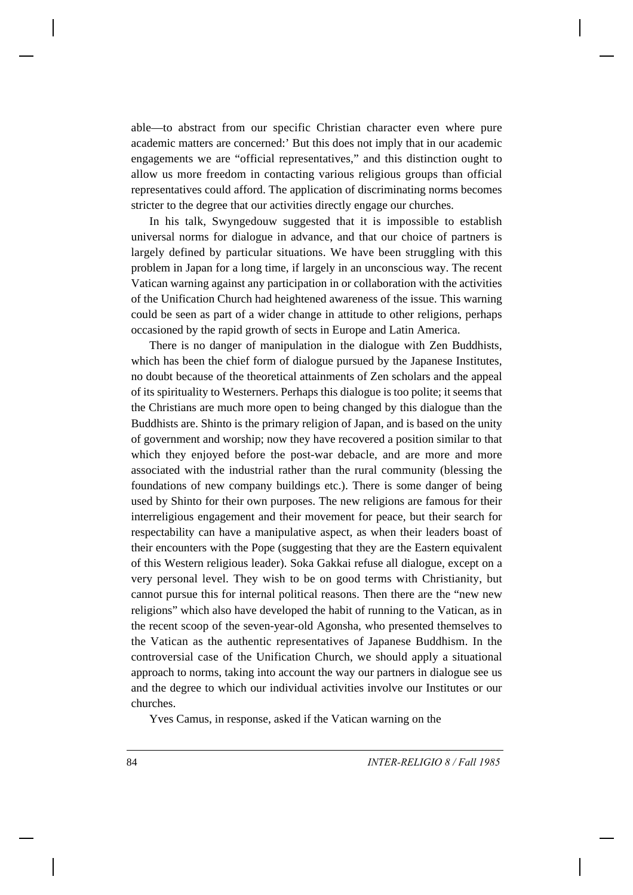able—to abstract from our specific Christian character even where pure academic matters are concerned:' But this does not imply that in our academic engagements we are "official representatives," and this distinction ought to allow us more freedom in contacting various religious groups than official representatives could afford. The application of discriminating norms becomes stricter to the degree that our activities directly engage our churches.

In his talk, Swyngedouw suggested that it is impossible to establish universal norms for dialogue in advance, and that our choice of partners is largely defined by particular situations. We have been struggling with this problem in Japan for a long time, if largely in an unconscious way. The recent Vatican warning against any participation in or collaboration with the activities of the Unification Church had heightened awareness of the issue. This warning could be seen as part of a wider change in attitude to other religions, perhaps occasioned by the rapid growth of sects in Europe and Latin America.

There is no danger of manipulation in the dialogue with Zen Buddhists, which has been the chief form of dialogue pursued by the Japanese Institutes, no doubt because of the theoretical attainments of Zen scholars and the appeal of its spirituality to Westerners. Perhaps this dialogue is too polite; it seems that the Christians are much more open to being changed by this dialogue than the Buddhists are. Shinto is the primary religion of Japan, and is based on the unity of government and worship; now they have recovered a position similar to that which they enjoyed before the post-war debacle, and are more and more associated with the industrial rather than the rural community (blessing the foundations of new company buildings etc.). There is some danger of being used by Shinto for their own purposes. The new religions are famous for their interreligious engagement and their movement for peace, but their search for respectability can have a manipulative aspect, as when their leaders boast of their encounters with the Pope (suggesting that they are the Eastern equivalent of this Western religious leader). Soka Gakkai refuse all dialogue, except on a very personal level. They wish to be on good terms with Christianity, but cannot pursue this for internal political reasons. Then there are the "new new religions" which also have developed the habit of running to the Vatican, as in the recent scoop of the seven-year-old Agonsha, who presented themselves to the Vatican as the authentic representatives of Japanese Buddhism. In the controversial case of the Unification Church, we should apply a situational approach to norms, taking into account the way our partners in dialogue see us and the degree to which our individual activities involve our Institutes or our churches.

Yves Camus, in response, asked if the Vatican warning on the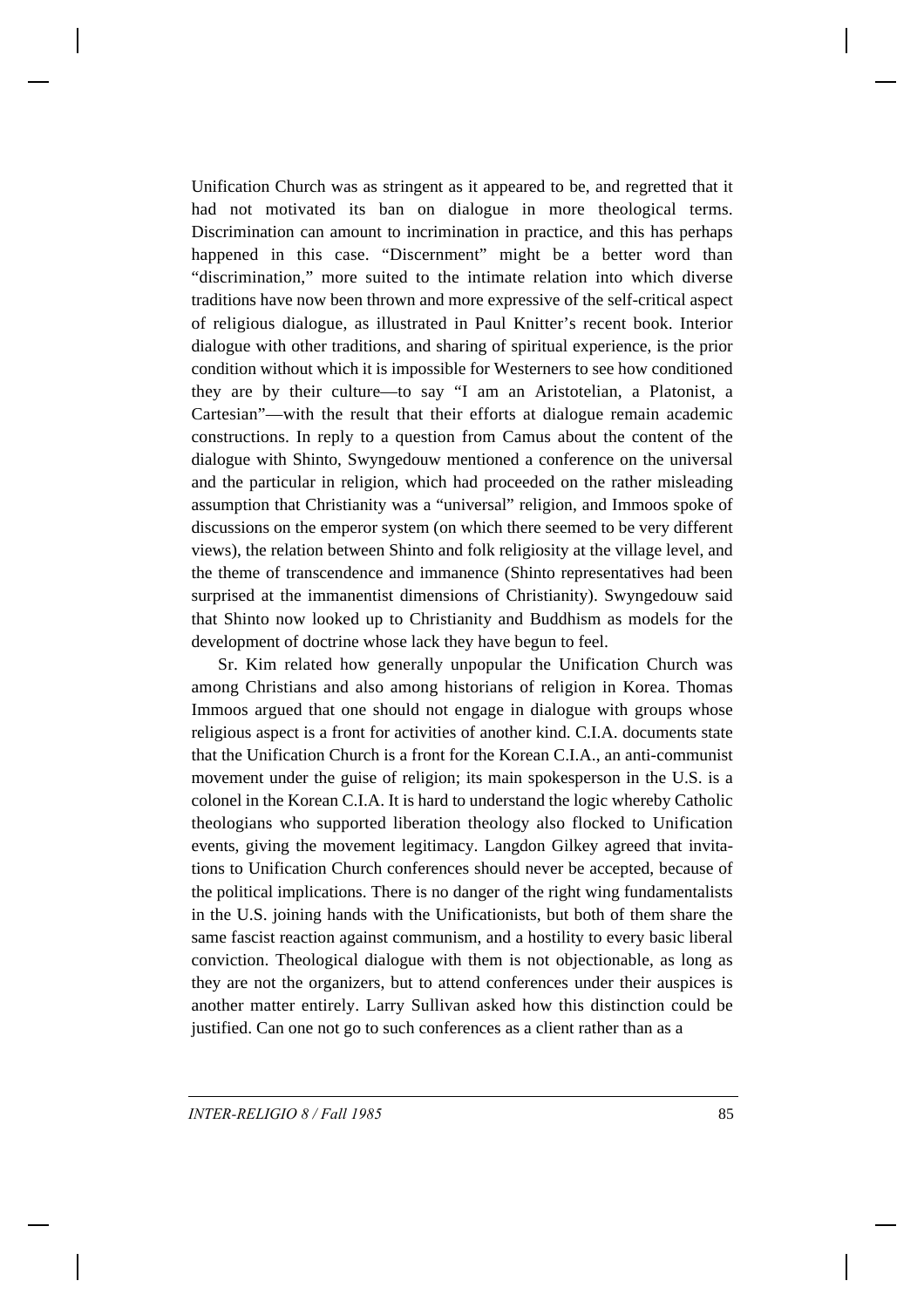Unification Church was as stringent as it appeared to be, and regretted that it had not motivated its ban on dialogue in more theological terms. Discrimination can amount to incrimination in practice, and this has perhaps happened in this case. "Discernment" might be a better word than "discrimination," more suited to the intimate relation into which diverse traditions have now been thrown and more expressive of the self-critical aspect of religious dialogue, as illustrated in Paul Knitter's recent book. Interior dialogue with other traditions, and sharing of spiritual experience, is the prior condition without which it is impossible for Westerners to see how conditioned they are by their culture—to say "I am an Aristotelian, a Platonist, a Cartesian"—with the result that their efforts at dialogue remain academic constructions. In reply to a question from Camus about the content of the dialogue with Shinto, Swyngedouw mentioned a conference on the universal and the particular in religion, which had proceeded on the rather misleading assumption that Christianity was a "universal" religion, and Immoos spoke of discussions on the emperor system (on which there seemed to be very different views), the relation between Shinto and folk religiosity at the village level, and the theme of transcendence and immanence (Shinto representatives had been surprised at the immanentist dimensions of Christianity). Swyngedouw said that Shinto now looked up to Christianity and Buddhism as models for the development of doctrine whose lack they have begun to feel.

Sr. Kim related how generally unpopular the Unification Church was among Christians and also among historians of religion in Korea. Thomas Immoos argued that one should not engage in dialogue with groups whose religious aspect is a front for activities of another kind. C.I.A. documents state that the Unification Church is a front for the Korean C.I.A., an anti-communist movement under the guise of religion; its main spokesperson in the U.S. is a colonel in the Korean C.I.A. It is hard to understand the logic whereby Catholic theologians who supported liberation theology also flocked to Unification events, giving the movement legitimacy. Langdon Gilkey agreed that invitations to Unification Church conferences should never be accepted, because of the political implications. There is no danger of the right wing fundamentalists in the U.S. joining hands with the Unificationists, but both of them share the same fascist reaction against communism, and a hostility to every basic liberal conviction. Theological dialogue with them is not objectionable, as long as they are not the organizers, but to attend conferences under their auspices is another matter entirely. Larry Sullivan asked how this distinction could be justified. Can one not go to such conferences as a client rather than as a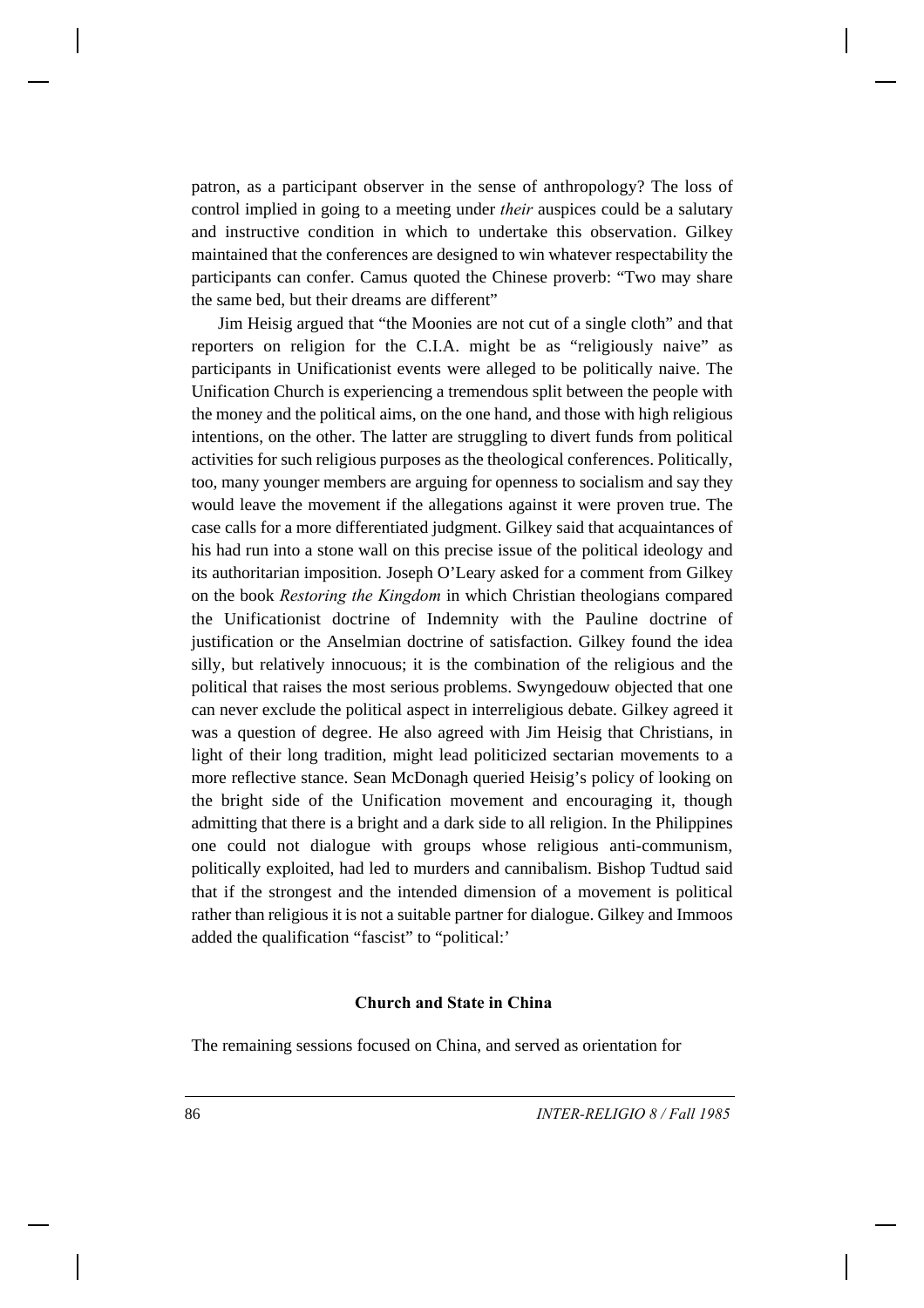patron, as a participant observer in the sense of anthropology? The loss of control implied in going to a meeting under *their* auspices could be a salutary and instructive condition in which to undertake this observation. Gilkey maintained that the conferences are designed to win whatever respectability the participants can confer. Camus quoted the Chinese proverb: "Two may share the same bed, but their dreams are different"

Jim Heisig argued that "the Moonies are not cut of a single cloth" and that reporters on religion for the C.I.A. might be as "religiously naive" as participants in Unificationist events were alleged to be politically naive. The Unification Church is experiencing a tremendous split between the people with the money and the political aims, on the one hand, and those with high religious intentions, on the other. The latter are struggling to divert funds from political activities for such religious purposes as the theological conferences. Politically, too, many younger members are arguing for openness to socialism and say they would leave the movement if the allegations against it were proven true. The case calls for a more differentiated judgment. Gilkey said that acquaintances of his had run into a stone wall on this precise issue of the political ideology and its authoritarian imposition. Joseph O'Leary asked for a comment from Gilkey on the book *Restoring the Kingdom* in which Christian theologians compared the Unificationist doctrine of Indemnity with the Pauline doctrine of justification or the Anselmian doctrine of satisfaction. Gilkey found the idea silly, but relatively innocuous; it is the combination of the religious and the political that raises the most serious problems. Swyngedouw objected that one can never exclude the political aspect in interreligious debate. Gilkey agreed it was a question of degree. He also agreed with Jim Heisig that Christians, in light of their long tradition, might lead politicized sectarian movements to a more reflective stance. Sean McDonagh queried Heisig's policy of looking on the bright side of the Unification movement and encouraging it, though admitting that there is a bright and a dark side to all religion. In the Philippines one could not dialogue with groups whose religious anti-communism, politically exploited, had led to murders and cannibalism. Bishop Tudtud said that if the strongest and the intended dimension of a movement is political rather than religious it is not a suitable partner for dialogue. Gilkey and Immoos added the qualification "fascist" to "political:'

## Church and State in China

The remaining sessions focused on China, and served as orientation for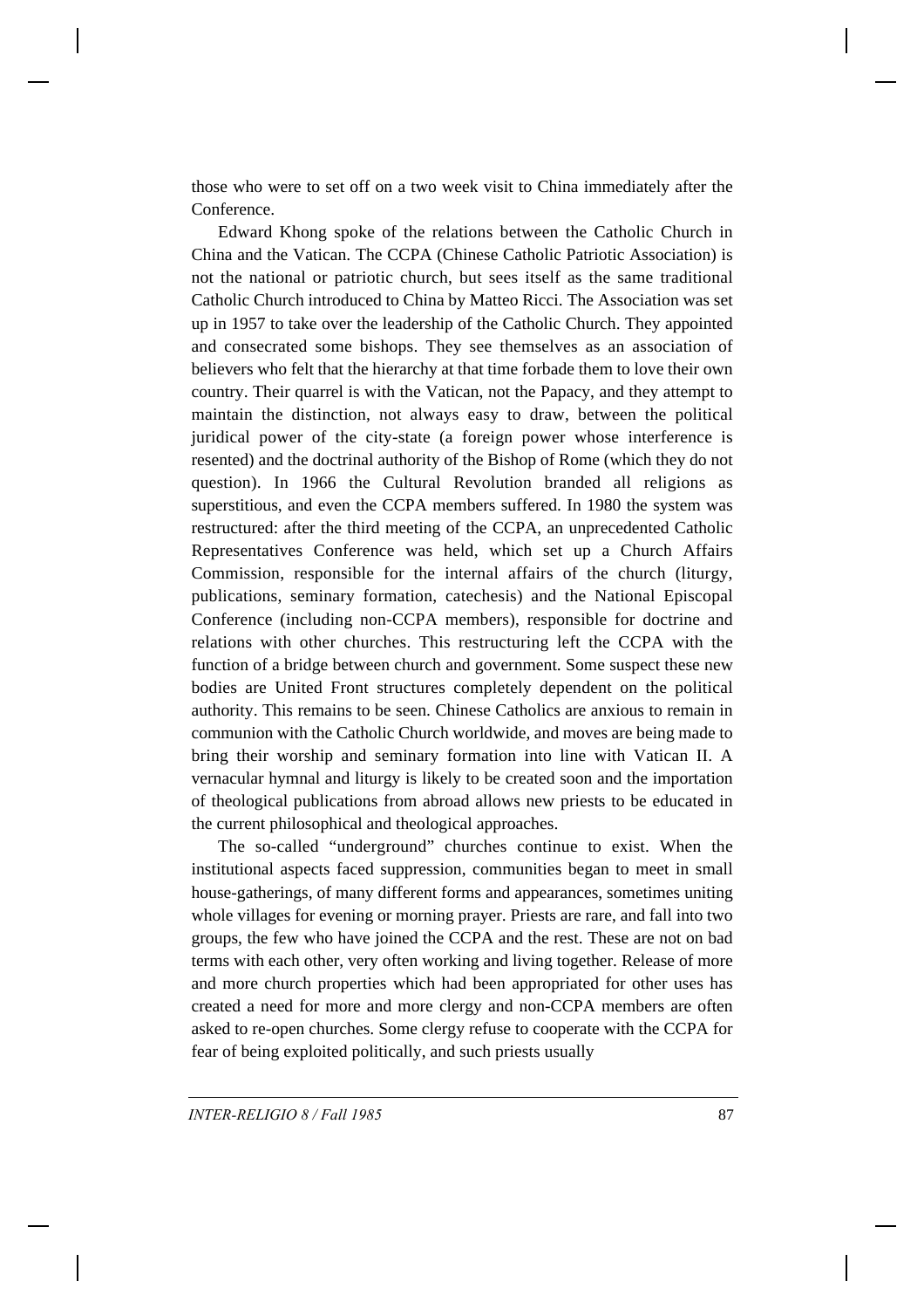those who were to set off on a two week visit to China immediately after the Conference.

Edward Khong spoke of the relations between the Catholic Church in China and the Vatican. The CCPA (Chinese Catholic Patriotic Association) is not the national or patriotic church, but sees itself as the same traditional Catholic Church introduced to China by Matteo Ricci. The Association was set up in 1957 to take over the leadership of the Catholic Church. They appointed and consecrated some bishops. They see themselves as an association of believers who felt that the hierarchy at that time forbade them to love their own country. Their quarrel is with the Vatican, not the Papacy, and they attempt to maintain the distinction, not always easy to draw, between the political juridical power of the city-state (a foreign power whose interference is resented) and the doctrinal authority of the Bishop of Rome (which they do not question). In 1966 the Cultural Revolution branded all religions as superstitious, and even the CCPA members suffered. In 1980 the system was restructured: after the third meeting of the CCPA, an unprecedented Catholic Representatives Conference was held, which set up a Church Affairs Commission, responsible for the internal affairs of the church (liturgy, publications, seminary formation, catechesis) and the National Episcopal Conference (including non-CCPA members), responsible for doctrine and relations with other churches. This restructuring left the CCPA with the function of a bridge between church and government. Some suspect these new bodies are United Front structures completely dependent on the political authority. This remains to be seen. Chinese Catholics are anxious to remain in communion with the Catholic Church worldwide, and moves are being made to bring their worship and seminary formation into line with Vatican II. A vernacular hymnal and liturgy is likely to be created soon and the importation of theological publications from abroad allows new priests to be educated in the current philosophical and theological approaches.

The so-called "underground" churches continue to exist. When the institutional aspects faced suppression, communities began to meet in small house-gatherings, of many different forms and appearances, sometimes uniting whole villages for evening or morning prayer. Priests are rare, and fall into two groups, the few who have joined the CCPA and the rest. These are not on bad terms with each other, very often working and living together. Release of more and more church properties which had been appropriated for other uses has created a need for more and more clergy and non-CCPA members are often asked to re-open churches. Some clergy refuse to cooperate with the CCPA for fear of being exploited politically, and such priests usually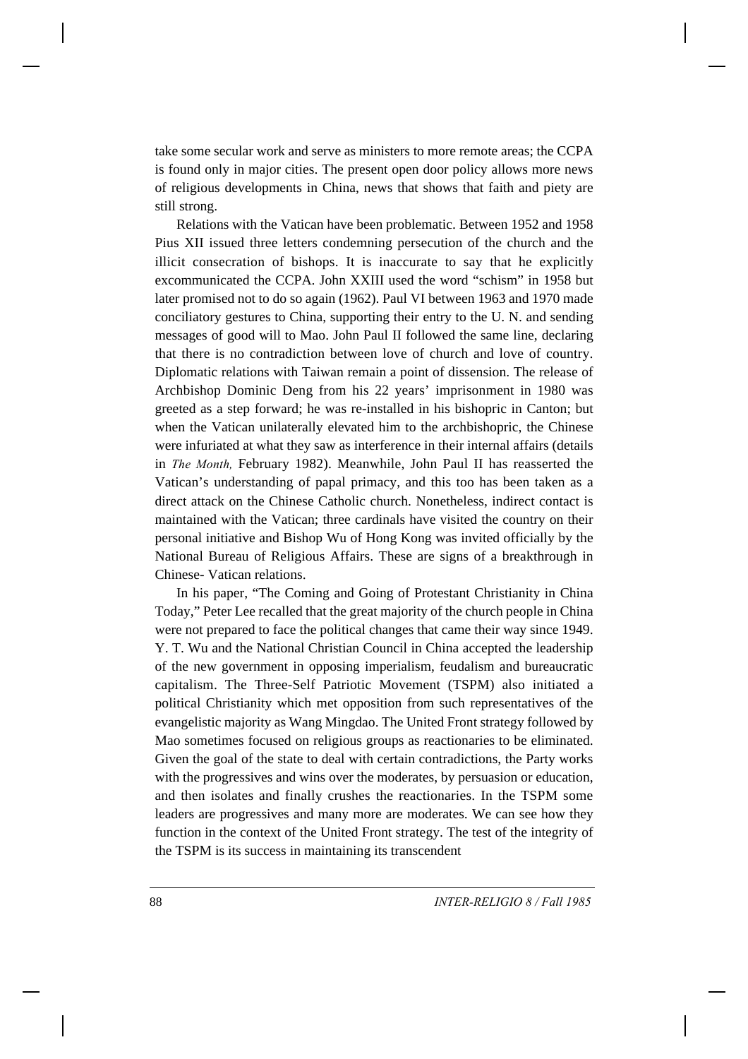take some secular work and serve as ministers to more remote areas; the CCPA is found only in major cities. The present open door policy allows more news of religious developments in China, news that shows that faith and piety are still strong.

Relations with the Vatican have been problematic. Between 1952 and 1958 Pius XII issued three letters condemning persecution of the church and the illicit consecration of bishops. It is inaccurate to say that he explicitly excommunicated the CCPA. John XXIII used the word "schism" in 1958 but later promised not to do so again (1962). Paul VI between 1963 and 1970 made conciliatory gestures to China, supporting their entry to the U. N. and sending messages of good will to Mao. John Paul II followed the same line, declaring that there is no contradiction between love of church and love of country. Diplomatic relations with Taiwan remain a point of dissension. The release of Archbishop Dominic Deng from his 22 years' imprisonment in 1980 was greeted as a step forward; he was re-installed in his bishopric in Canton; but when the Vatican unilaterally elevated him to the archbishopric, the Chinese were infuriated at what they saw as interference in their internal affairs (details in *The Month,* February 1982). Meanwhile, John Paul II has reasserted the Vatican's understanding of papal primacy, and this too has been taken as a direct attack on the Chinese Catholic church. Nonetheless, indirect contact is maintained with the Vatican; three cardinals have visited the country on their personal initiative and Bishop Wu of Hong Kong was invited officially by the National Bureau of Religious Affairs. These are signs of a breakthrough in Chinese- Vatican relations.

In his paper, "The Coming and Going of Protestant Christianity in China Today," Peter Lee recalled that the great majority of the church people in China were not prepared to face the political changes that came their way since 1949. Y. T. Wu and the National Christian Council in China accepted the leadership of the new government in opposing imperialism, feudalism and bureaucratic capitalism. The Three-Self Patriotic Movement (TSPM) also initiated a political Christianity which met opposition from such representatives of the evangelistic majority as Wang Mingdao. The United Front strategy followed by Mao sometimes focused on religious groups as reactionaries to be eliminated. Given the goal of the state to deal with certain contradictions, the Party works with the progressives and wins over the moderates, by persuasion or education, and then isolates and finally crushes the reactionaries. In the TSPM some leaders are progressives and many more are moderates. We can see how they function in the context of the United Front strategy. The test of the integrity of the TSPM is its success in maintaining its transcendent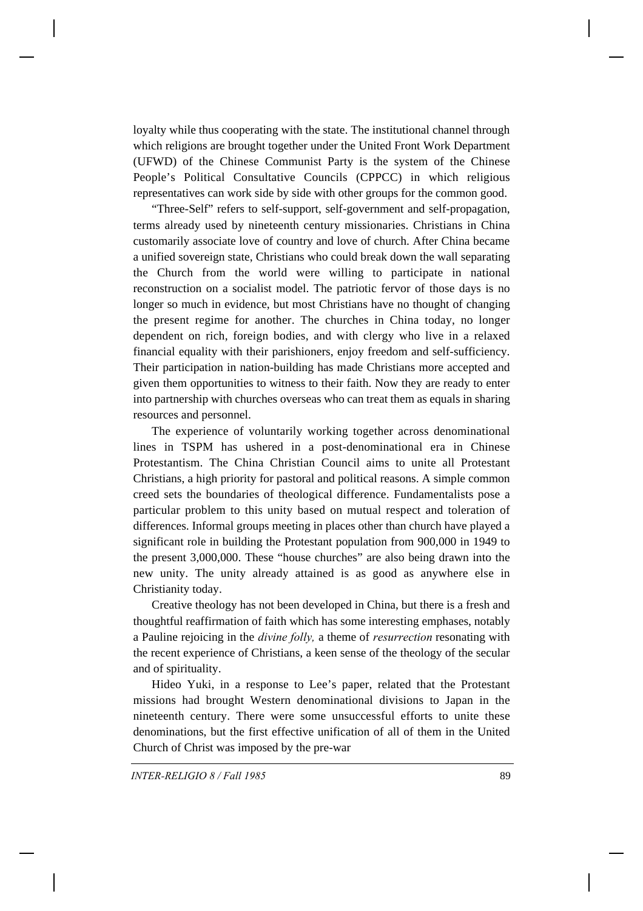loyalty while thus cooperating with the state. The institutional channel through which religions are brought together under the United Front Work Department (UFWD) of the Chinese Communist Party is the system of the Chinese People's Political Consultative Councils (CPPCC) in which religious representatives can work side by side with other groups for the common good.

"Three-Self" refers to self-support, self-government and self-propagation, terms already used by nineteenth century missionaries. Christians in China customarily associate love of country and love of church. After China became a unified sovereign state, Christians who could break down the wall separating the Church from the world were willing to participate in national reconstruction on a socialist model. The patriotic fervor of those days is no longer so much in evidence, but most Christians have no thought of changing the present regime for another. The churches in China today, no longer dependent on rich, foreign bodies, and with clergy who live in a relaxed financial equality with their parishioners, enjoy freedom and self-sufficiency. Their participation in nation-building has made Christians more accepted and given them opportunities to witness to their faith. Now they are ready to enter into partnership with churches overseas who can treat them as equals in sharing resources and personnel.

The experience of voluntarily working together across denominational lines in TSPM has ushered in a post-denominational era in Chinese Protestantism. The China Christian Council aims to unite all Protestant Christians, a high priority for pastoral and political reasons. A simple common creed sets the boundaries of theological difference. Fundamentalists pose a particular problem to this unity based on mutual respect and toleration of differences. Informal groups meeting in places other than church have played a significant role in building the Protestant population from 900,000 in 1949 to the present 3,000,000. These "house churches" are also being drawn into the new unity. The unity already attained is as good as anywhere else in Christianity today.

Creative theology has not been developed in China, but there is a fresh and thoughtful reaffirmation of faith which has some interesting emphases, notably a Pauline rejoicing in the *divine folly,* a theme of *resurrection* resonating with the recent experience of Christians, a keen sense of the theology of the secular and of spirituality.

Hideo Yuki, in a response to Lee's paper, related that the Protestant missions had brought Western denominational divisions to Japan in the nineteenth century. There were some unsuccessful efforts to unite these denominations, but the first effective unification of all of them in the United Church of Christ was imposed by the pre-war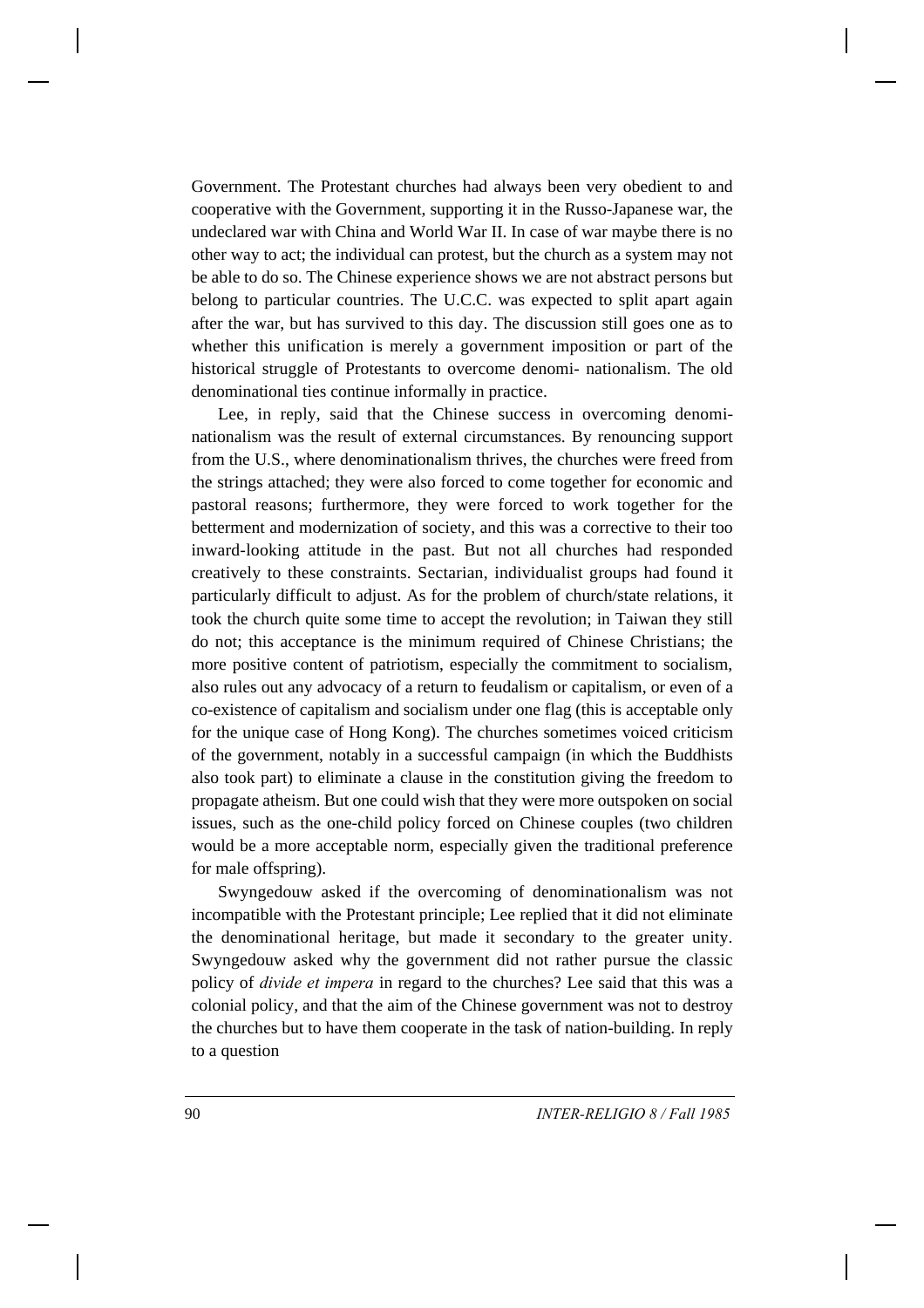Government. The Protestant churches had always been very obedient to and cooperative with the Government, supporting it in the Russo-Japanese war, the undeclared war with China and World War II. In case of war maybe there is no other way to act; the individual can protest, but the church as a system may not be able to do so. The Chinese experience shows we are not abstract persons but belong to particular countries. The U.C.C. was expected to split apart again after the war, but has survived to this day. The discussion still goes one as to whether this unification is merely a government imposition or part of the historical struggle of Protestants to overcome denomi- nationalism. The old denominational ties continue informally in practice.

Lee, in reply, said that the Chinese success in overcoming denomi-nationalism was the result of external circumstances. By renouncing support from the U.S., where denominationalism thrives, the churches were freed from the strings attached; they were also forced to come together for economic and pastoral reasons; furthermore, they were forced to work together for the betterment and modernization of society, and this was a corrective to their too inward-looking attitude in the past. But not all churches had responded creatively to these constraints. Sectarian, individualist groups had found it particularly difficult to adjust. As for the problem of church/state relations, it took the church quite some time to accept the revolution; in Taiwan they still do not; this acceptance is the minimum required of Chinese Christians; the more positive content of patriotism, especially the commitment to socialism, also rules out any advocacy of a return to feudalism or capitalism, or even of a co-existence of capitalism and socialism under one flag (this is acceptable only for the unique case of Hong Kong). The churches sometimes voiced criticism of the government, notably in a successful campaign (in which the Buddhists also took part) to eliminate a clause in the constitution giving the freedom to propagate atheism. But one could wish that they were more outspoken on social issues, such as the one-child policy forced on Chinese couples (two children would be a more acceptable norm, especially given the traditional preference for male offspring).

Swyngedouw asked if the overcoming of denominationalism was not incompatible with the Protestant principle; Lee replied that it did not eliminate the denominational heritage, but made it secondary to the greater unity. Swyngedouw asked why the government did not rather pursue the classic policy of *divide et impera* in regard to the churches? Lee said that this was a colonial policy, and that the aim of the Chinese government was not to destroy the churches but to have them cooperate in the task of nation-building. In reply to a question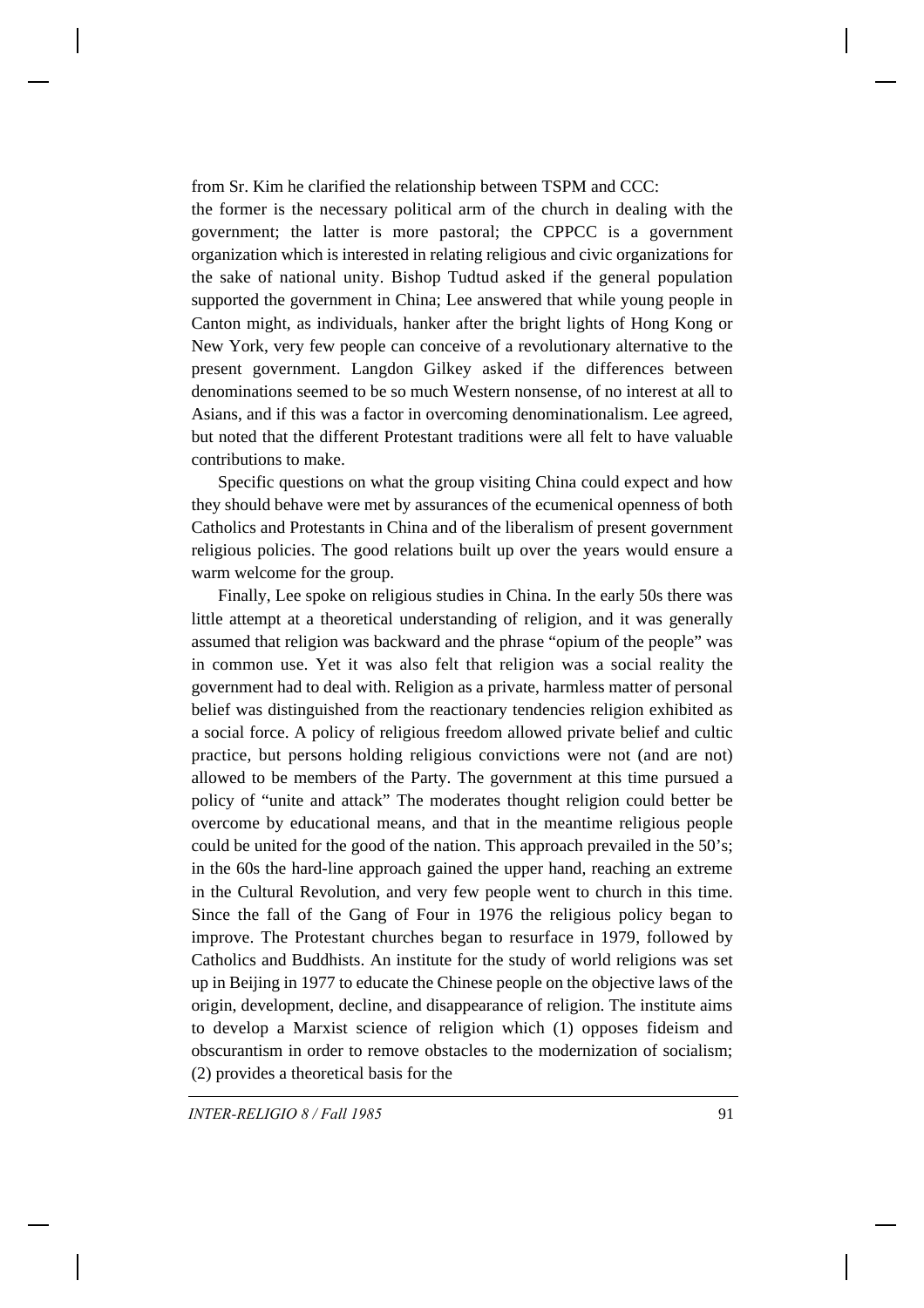from Sr. Kim he clarified the relationship between TSPM and CCC:
the former is the necessary political arm of the church in dealing with the government; the latter is more pastoral; the CPPCC is a government organization which is interested in relating religious and civic organizations for the sake of national unity. Bishop Tudtud asked if the general population supported the government in China; Lee answered that while young people in Canton might, as individuals, hanker after the bright lights of Hong Kong or New York, very few people can conceive of a revolutionary alternative to the present government. Langdon Gilkey asked if the differences between denominations seemed to be so much Western nonsense, of no interest at all to Asians, and if this was a factor in overcoming denominationalism. Lee agreed, but noted that the different Protestant traditions were all felt to have valuable contributions to make.

Specific questions on what the group visiting China could expect and how they should behave were met by assurances of the ecumenical openness of both Catholics and Protestants in China and of the liberalism of present government religious policies. The good relations built up over the years would ensure a warm welcome for the group.

Finally, Lee spoke on religious studies in China. In the early 50s there was little attempt at a theoretical understanding of religion, and it was generally assumed that religion was backward and the phrase "opium of the people" was in common use. Yet it was also felt that religion was a social reality the government had to deal with. Religion as a private, harmless matter of personal belief was distinguished from the reactionary tendencies religion exhibited as a social force. A policy of religious freedom allowed private belief and cultic practice, but persons holding religious convictions were not (and are not) allowed to be members of the Party. The government at this time pursued a policy of "unite and attack" The moderates thought religion could better be overcome by educational means, and that in the meantime religious people could be united for the good of the nation. This approach prevailed in the 50's; in the 60s the hard-line approach gained the upper hand, reaching an extreme in the Cultural Revolution, and very few people went to church in this time. Since the fall of the Gang of Four in 1976 the religious policy began to improve. The Protestant churches began to resurface in 1979, followed by Catholics and Buddhists. An institute for the study of world religions was set up in Beijing in 1977 to educate the Chinese people on the objective laws of the origin, development, decline, and disappearance of religion. The institute aims to develop a Marxist science of religion which (1) opposes fideism and obscurantism in order to remove obstacles to the modernization of socialism; (2) provides a theoretical basis for the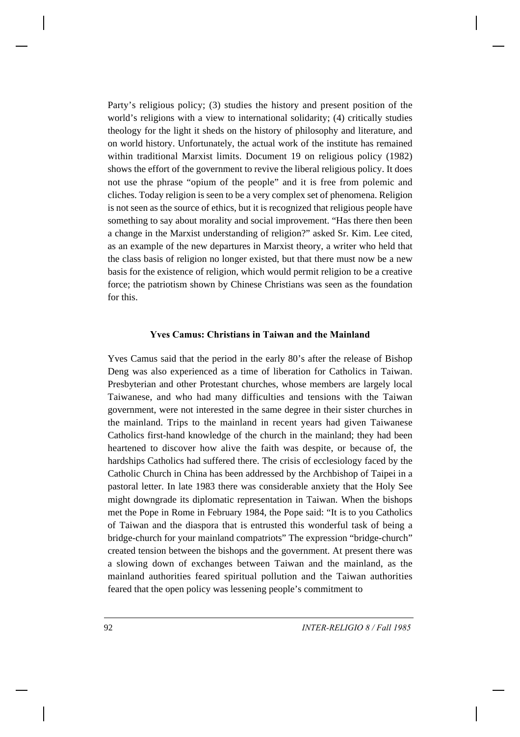Party's religious policy; (3) studies the history and present position of the world's religions with a view to international solidarity; (4) critically studies theology for the light it sheds on the history of philosophy and literature, and on world history. Unfortunately, the actual work of the institute has remained within traditional Marxist limits. Document 19 on religious policy (1982) shows the effort of the government to revive the liberal religious policy. It does not use the phrase "opium of the people" and it is free from polemic and cliches. Today religion is seen to be a very complex set of phenomena. Religion is not seen as the source of ethics, but it is recognized that religious people have something to say about morality and social improvement. "Has there then been a change in the Marxist understanding of religion?" asked Sr. Kim. Lee cited, as an example of the new departures in Marxist theory, a writer who held that the class basis of religion no longer existed, but that there must now be a new basis for the existence of religion, which would permit religion to be a creative force; the patriotism shown by Chinese Christians was seen as the foundation for this.

### Yves Camus: Christians in Taiwan and the Mainland

Yves Camus said that the period in the early 80's after the release of Bishop Deng was also experienced as a time of liberation for Catholics in Taiwan. Presbyterian and other Protestant churches, whose members are largely local Taiwanese, and who had many difficulties and tensions with the Taiwan government, were not interested in the same degree in their sister churches in the mainland. Trips to the mainland in recent years had given Taiwanese Catholics first-hand knowledge of the church in the mainland; they had been heartened to discover how alive the faith was despite, or because of, the hardships Catholics had suffered there. The crisis of ecclesiology faced by the Catholic Church in China has been addressed by the Archbishop of Taipei in a pastoral letter. In late 1983 there was considerable anxiety that the Holy See might downgrade its diplomatic representation in Taiwan. When the bishops met the Pope in Rome in February 1984, the Pope said: "It is to you Catholics of Taiwan and the diaspora that is entrusted this wonderful task of being a bridge-church for your mainland compatriots" The expression "bridge-church" created tension between the bishops and the government. At present there was a slowing down of exchanges between Taiwan and the mainland, as the mainland authorities feared spiritual pollution and the Taiwan authorities feared that the open policy was lessening people's commitment to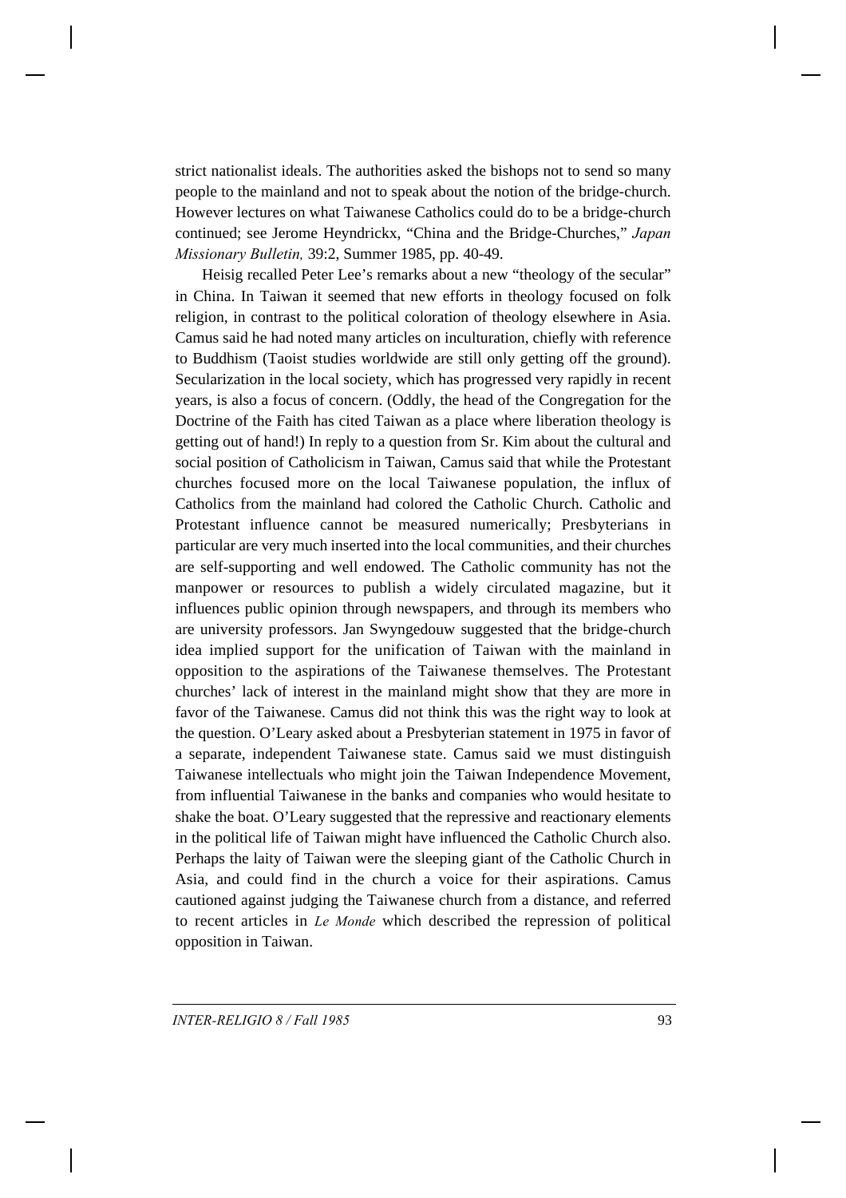strict nationalist ideals. The authorities asked the bishops not to send so many people to the mainland and not to speak about the notion of the bridge-church. However lectures on what Taiwanese Catholics could do to be a bridge-church continued; see Jerome Heyndrickx, "China and the Bridge-Churches," *Japan Missionary Bulletin,* 39:2, Summer 1985, pp. 40-49.

Heisig recalled Peter Lee's remarks about a new "theology of the secular" in China. In Taiwan it seemed that new efforts in theology focused on folk religion, in contrast to the political coloration of theology elsewhere in Asia. Camus said he had noted many articles on inculturation, chiefly with reference to Buddhism (Taoist studies worldwide are still only getting off the ground). Secularization in the local society, which has progressed very rapidly in recent years, is also a focus of concern. (Oddly, the head of the Congregation for the Doctrine of the Faith has cited Taiwan as a place where liberation theology is getting out of hand!) In reply to a question from Sr. Kim about the cultural and social position of Catholicism in Taiwan, Camus said that while the Protestant churches focused more on the local Taiwanese population, the influx of Catholics from the mainland had colored the Catholic Church. Catholic and Protestant influence cannot be measured numerically; Presbyterians in particular are very much inserted into the local communities, and their churches are self-supporting and well endowed. The Catholic community has not the manpower or resources to publish a widely circulated magazine, but it influences public opinion through newspapers, and through its members who are university professors. Jan Swyngedouw suggested that the bridge-church idea implied support for the unification of Taiwan with the mainland in opposition to the aspirations of the Taiwanese themselves. The Protestant churches' lack of interest in the mainland might show that they are more in favor of the Taiwanese. Camus did not think this was the right way to look at the question. O'Leary asked about a Presbyterian statement in 1975 in favor of a separate, independent Taiwanese state. Camus said we must distinguish Taiwanese intellectuals who might join the Taiwan Independence Movement, from influential Taiwanese in the banks and companies who would hesitate to shake the boat. O'Leary suggested that the repressive and reactionary elements in the political life of Taiwan might have influenced the Catholic Church also. Perhaps the laity of Taiwan were the sleeping giant of the Catholic Church in Asia, and could find in the church a voice for their aspirations. Camus cautioned against judging the Taiwanese church from a distance, and referred to recent articles in *Le Monde* which described the repression of political opposition in Taiwan.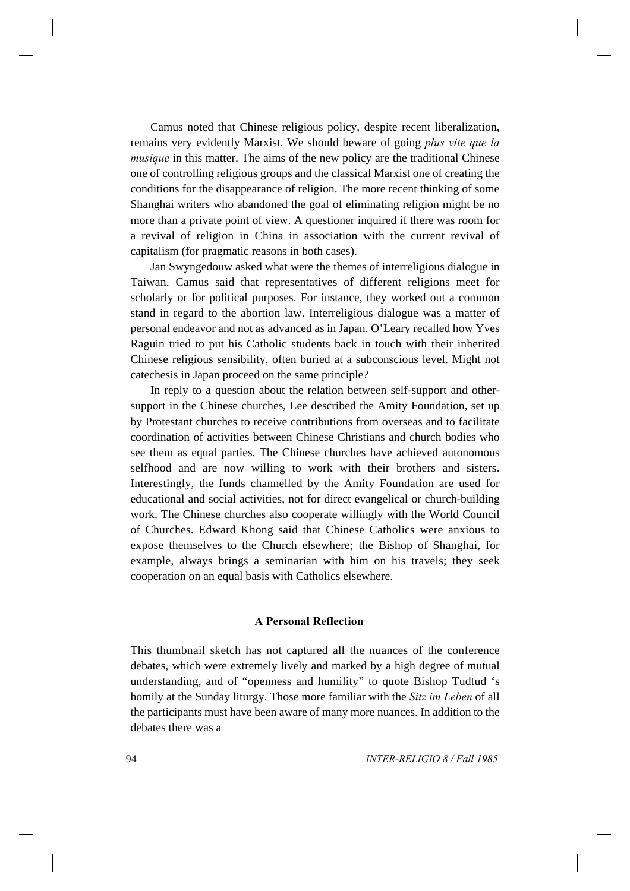Camus noted that Chinese religious policy, despite recent liberalization, remains very evidently Marxist. We should beware of going *plus vite que la musique* in this matter. The aims of the new policy are the traditional Chinese one of controlling religious groups and the classical Marxist one of creating the conditions for the disappearance of religion. The more recent thinking of some Shanghai writers who abandoned the goal of eliminating religion might be no more than a private point of view. A questioner inquired if there was room for a revival of religion in China in association with the current revival of capitalism (for pragmatic reasons in both cases).

Jan Swyngedouw asked what were the themes of interreligious dialogue in Taiwan. Camus said that representatives of different religions meet for scholarly or for political purposes. For instance, they worked out a common stand in regard to the abortion law. Interreligious dialogue was a matter of personal endeavor and not as advanced as in Japan. O'Leary recalled how Yves Raguin tried to put his Catholic students back in touch with their inherited Chinese religious sensibility, often buried at a subconscious level. Might not catechesis in Japan proceed on the same principle?

In reply to a question about the relation between self-support and other-support in the Chinese churches, Lee described the Amity Foundation, set up by Protestant churches to receive contributions from overseas and to facilitate coordination of activities between Chinese Christians and church bodies who see them as equal parties. The Chinese churches have achieved autonomous selfhood and are now willing to work with their brothers and sisters. Interestingly, the funds channelled by the Amity Foundation are used for educational and social activities, not for direct evangelical or church-building work. The Chinese churches also cooperate willingly with the World Council of Churches. Edward Khong said that Chinese Catholics were anxious to expose themselves to the Church elsewhere; the Bishop of Shanghai, for example, always brings a seminarian with him on his travels; they seek cooperation on an equal basis with Catholics elsewhere.

### A Personal Reflection

This thumbnail sketch has not captured all the nuances of the conference debates, which were extremely lively and marked by a high degree of mutual understanding, and of "openness and humility" to quote Bishop Tudtud 's homily at the Sunday liturgy. Those more familiar with the *Sitz im Leben* of all the participants must have been aware of many more nuances. In addition to the debates there was a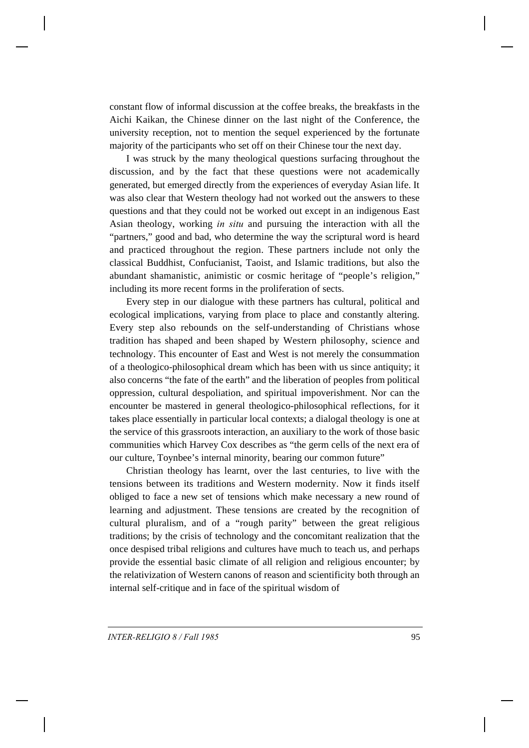constant flow of informal discussion at the coffee breaks, the breakfasts in the Aichi Kaikan, the Chinese dinner on the last night of the Conference, the university reception, not to mention the sequel experienced by the fortunate majority of the participants who set off on their Chinese tour the next day.

I was struck by the many theological questions surfacing throughout the discussion, and by the fact that these questions were not academically generated, but emerged directly from the experiences of everyday Asian life. It was also clear that Western theology had not worked out the answers to these questions and that they could not be worked out except in an indigenous East Asian theology, working *in situ* and pursuing the interaction with all the "partners," good and bad, who determine the way the scriptural word is heard and practiced throughout the region. These partners include not only the classical Buddhist, Confucianist, Taoist, and Islamic traditions, but also the abundant shamanistic, animistic or cosmic heritage of "people's religion," including its more recent forms in the proliferation of sects.

Every step in our dialogue with these partners has cultural, political and ecological implications, varying from place to place and constantly altering. Every step also rebounds on the self-understanding of Christians whose tradition has shaped and been shaped by Western philosophy, science and technology. This encounter of East and West is not merely the consummation of a theologico-philosophical dream which has been with us since antiquity; it also concerns "the fate of the earth" and the liberation of peoples from political oppression, cultural despoliation, and spiritual impoverishment. Nor can the encounter be mastered in general theologico-philosophical reflections, for it takes place essentially in particular local contexts; a dialogal theology is one at the service of this grassroots interaction, an auxiliary to the work of those basic communities which Harvey Cox describes as "the germ cells of the next era of our culture, Toynbee's internal minority, bearing our common future"

Christian theology has learnt, over the last centuries, to live with the tensions between its traditions and Western modernity. Now it finds itself obliged to face a new set of tensions which make necessary a new round of learning and adjustment. These tensions are created by the recognition of cultural pluralism, and of a "rough parity" between the great religious traditions; by the crisis of technology and the concomitant realization that the once despised tribal religions and cultures have much to teach us, and perhaps provide the essential basic climate of all religion and religious encounter; by the relativization of Western canons of reason and scientificity both through an internal self-critique and in face of the spiritual wisdom of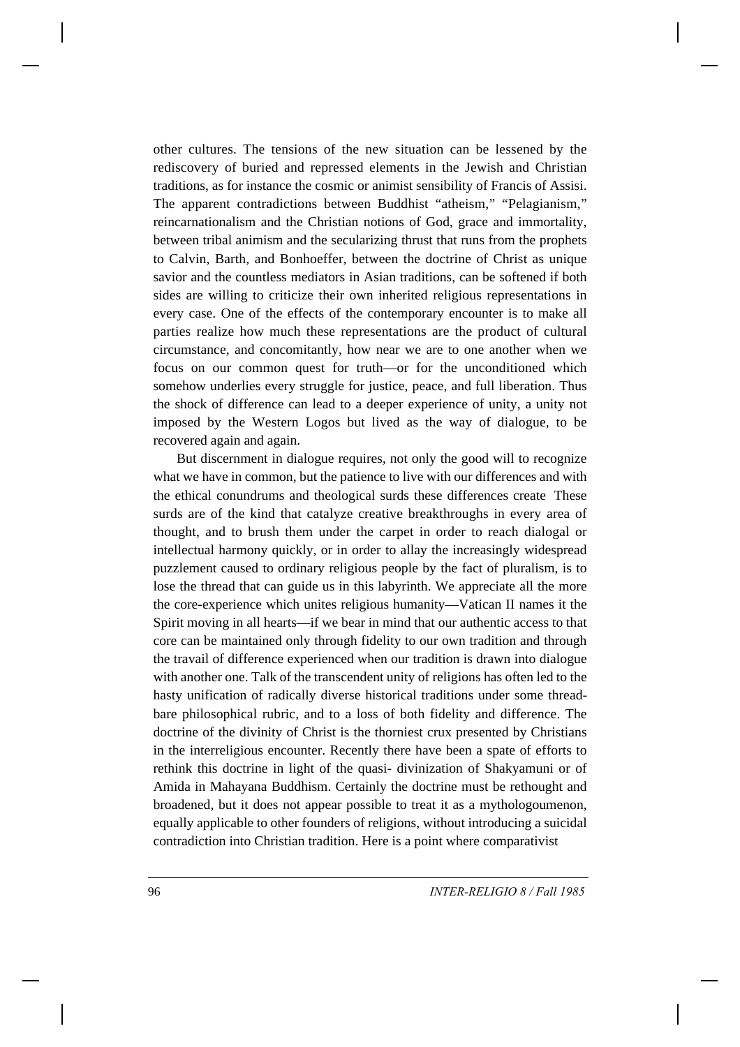other cultures. The tensions of the new situation can be lessened by the rediscovery of buried and repressed elements in the Jewish and Christian traditions, as for instance the cosmic or animist sensibility of Francis of Assisi. The apparent contradictions between Buddhist "atheism," "Pelagianism," reincarnationalism and the Christian notions of God, grace and immortality, between tribal animism and the secularizing thrust that runs from the prophets to Calvin, Barth, and Bonhoeffer, between the doctrine of Christ as unique savior and the countless mediators in Asian traditions, can be softened if both sides are willing to criticize their own inherited religious representations in every case. One of the effects of the contemporary encounter is to make all parties realize how much these representations are the product of cultural circumstance, and concomitantly, how near we are to one another when we focus on our common quest for truth—or for the unconditioned which somehow underlies every struggle for justice, peace, and full liberation. Thus the shock of difference can lead to a deeper experience of unity, a unity not imposed by the Western Logos but lived as the way of dialogue, to be recovered again and again.

But discernment in dialogue requires, not only the good will to recognize what we have in common, but the patience to live with our differences and with the ethical conundrums and theological surds these differences create These surds are of the kind that catalyze creative breakthroughs in every area of thought, and to brush them under the carpet in order to reach dialogal or intellectual harmony quickly, or in order to allay the increasingly widespread puzzlement caused to ordinary religious people by the fact of pluralism, is to lose the thread that can guide us in this labyrinth. We appreciate all the more the core-experience which unites religious humanity—Vatican II names it the Spirit moving in all hearts—if we bear in mind that our authentic access to that core can be maintained only through fidelity to our own tradition and through the travail of difference experienced when our tradition is drawn into dialogue with another one. Talk of the transcendent unity of religions has often led to the hasty unification of radically diverse historical traditions under some threadbare philosophical rubric, and to a loss of both fidelity and difference. The doctrine of the divinity of Christ is the thorniest crux presented by Christians in the interreligious encounter. Recently there have been a spate of efforts to rethink this doctrine in light of the quasi- divinization of Shakyamuni or of Amida in Mahayana Buddhism. Certainly the doctrine must be rethought and broadened, but it does not appear possible to treat it as a mythologoumenon, equally applicable to other founders of religions, without introducing a suicidal contradiction into Christian tradition. Here is a point where comparativist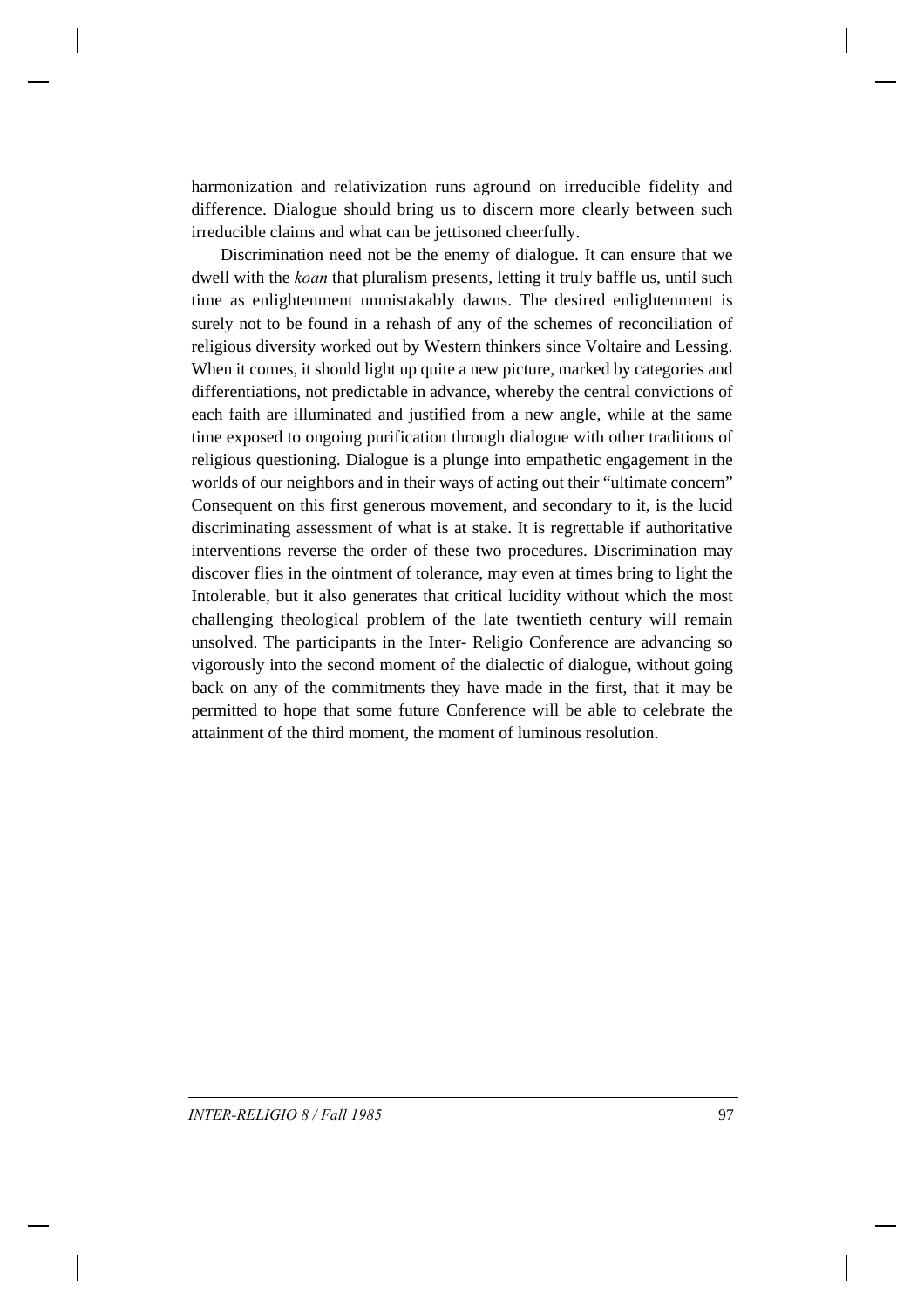harmonization and relativization runs aground on irreducible fidelity and difference. Dialogue should bring us to discern more clearly between such irreducible claims and what can be jettisoned cheerfully.

Discrimination need not be the enemy of dialogue. It can ensure that we dwell with the *koan* that pluralism presents, letting it truly baffle us, until such time as enlightenment unmistakably dawns. The desired enlightenment is surely not to be found in a rehash of any of the schemes of reconciliation of religious diversity worked out by Western thinkers since Voltaire and Lessing. When it comes, it should light up quite a new picture, marked by categories and differentiations, not predictable in advance, whereby the central convictions of each faith are illuminated and justified from a new angle, while at the same time exposed to ongoing purification through dialogue with other traditions of religious questioning. Dialogue is a plunge into empathetic engagement in the worlds of our neighbors and in their ways of acting out their "ultimate concern" Consequent on this first generous movement, and secondary to it, is the lucid discriminating assessment of what is at stake. It is regrettable if authoritative interventions reverse the order of these two procedures. Discrimination may discover flies in the ointment of tolerance, may even at times bring to light the Intolerable, but it also generates that critical lucidity without which the most challenging theological problem of the late twentieth century will remain unsolved. The participants in the Inter- Religio Conference are advancing so vigorously into the second moment of the dialectic of dialogue, without going back on any of the commitments they have made in the first, that it may be permitted to hope that some future Conference will be able to celebrate the attainment of the third moment, the moment of luminous resolution.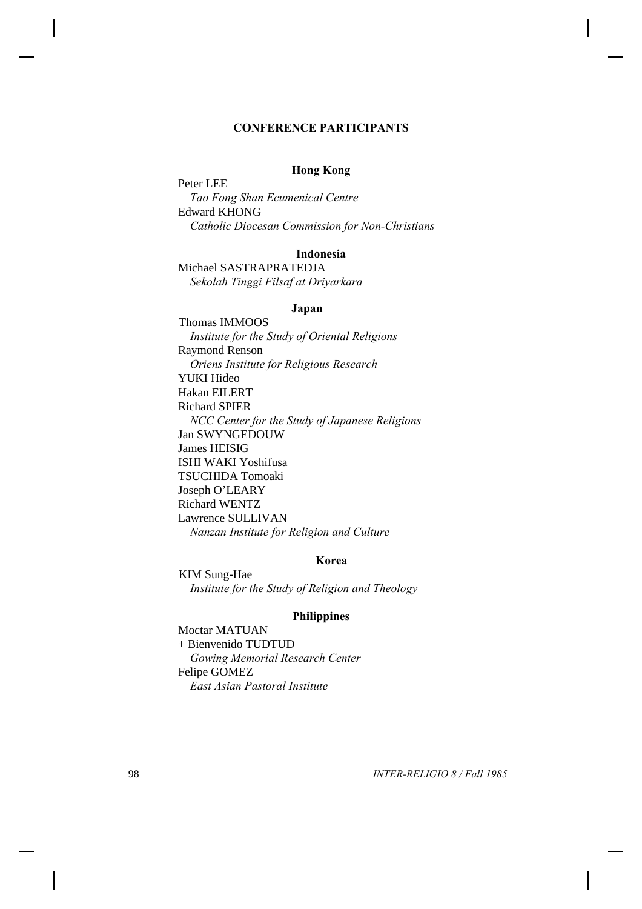## CONFERENCE PARTICIPANTS

### Hong Kong

Peter LEE
*Tao Fong Shan Ecumenical Centre*
Edward KHONG
*Catholic Diocesan Commission for Non-Christians*

### Indonesia

Michael SASTRAPRATEDJA
*Sekolah Tinggi Filsaf at Driyarkara*

### Japan

Thomas IMMOOS
*Institute for the Study of Oriental Religions*
Raymond Renson
*Oriens Institute for Religious Research*
YUKI Hideo
Hakan EILERT
Richard SPIER
*NCC Center for the Study of Japanese Religions*
Jan SWYNGEDOUW
James HEISIG
ISHI WAKI Yoshifusa
TSUCHIDA Tomoaki
Joseph O'LEARY
Richard WENTZ
Lawrence SULLIVAN
*Nanzan Institute for Religion and Culture*

### Korea

KIM Sung-Hae
*Institute for the Study of Religion and Theology*

### Philippines

Moctar MATUAN
+ Bienvenido TUDTUD
*Gowing Memorial Research Center*
Felipe GOMEZ
*East Asian Pastoral Institute*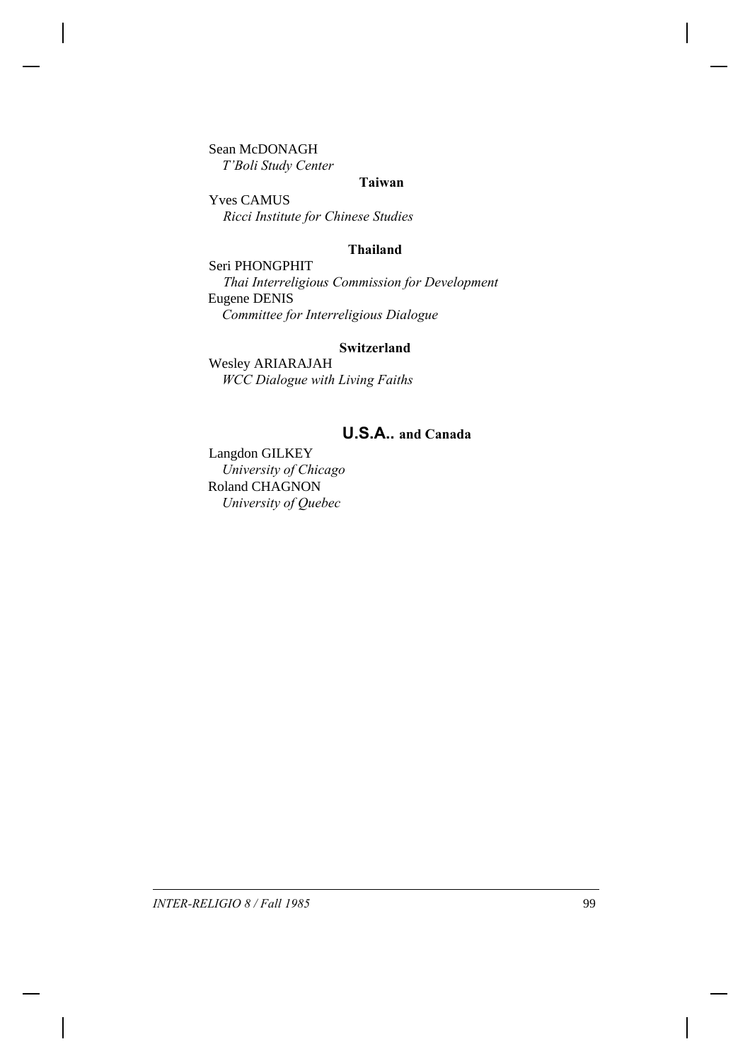Sean McDONAGH
*T'Boli Study Center*

**Taiwan**

Yves CAMUS
*Ricci Institute for Chinese Studies*

**Thailand**

Seri PHONGPHIT
*Thai Interreligious Commission for Development*
Eugene DENIS
*Committee for Interreligious Dialogue*

**Switzerland**

Wesley ARIARAJAH
*WCC Dialogue with Living Faiths*

**U.S.A.. and Canada**

Langdon GILKEY
*University of Chicago*
Roland CHAGNON
*University of Quebec*